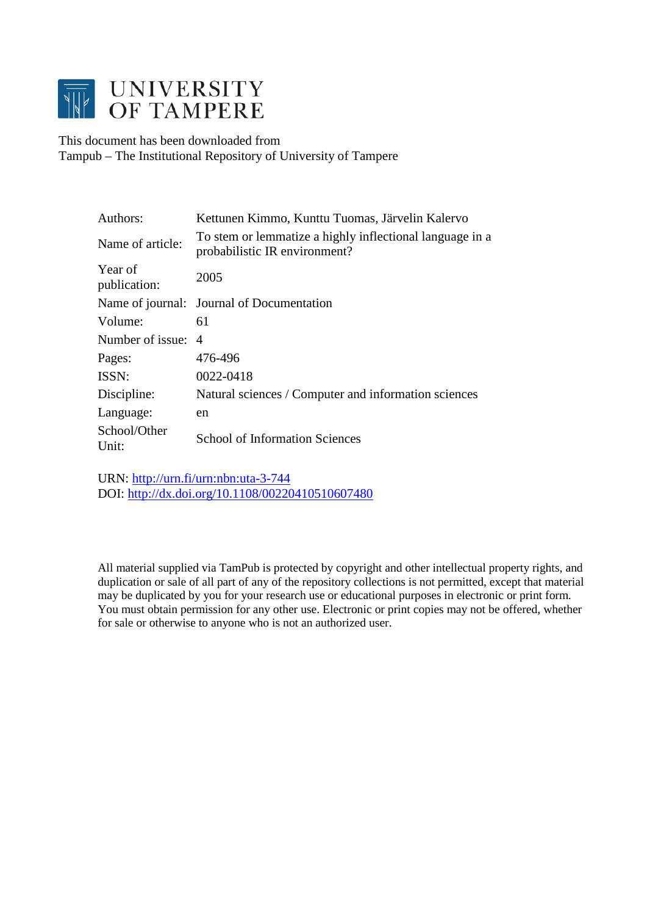# UNIVERSITY OF TAMPERE

This document has been downloaded from
Tampub – The Institutional Repository of University of Tampere

| | |
|---|---|
| Authors: | Kettunen Kimmo, Kunttu Tuomas, Järvelin Kalervo |
| Name of article: | To stem or lemmatize a highly inflectional language in a probabilistic IR environment? |
| Year of publication: | 2005 |
| Name of journal: | Journal of Documentation |
| Volume: | 61 |
| Number of issue: | 4 |
| Pages: | 476-496 |
| ISSN: | 0022-0418 |
| Discipline: | Natural sciences / Computer and information sciences |
| Language: | en |
| School/Other Unit: | School of Information Sciences |

URN: http://urn.fi/urn:nbn:uta-3-744
DOI: http://dx.doi.org/10.1108/00220410510607480

All material supplied via TamPub is protected by copyright and other intellectual property rights, and duplication or sale of all part of any of the repository collections is not permitted, except that material may be duplicated by you for your research use or educational purposes in electronic or print form. You must obtain permission for any other use. Electronic or print copies may not be offered, whether for sale or otherwise to anyone who is not an authorized user.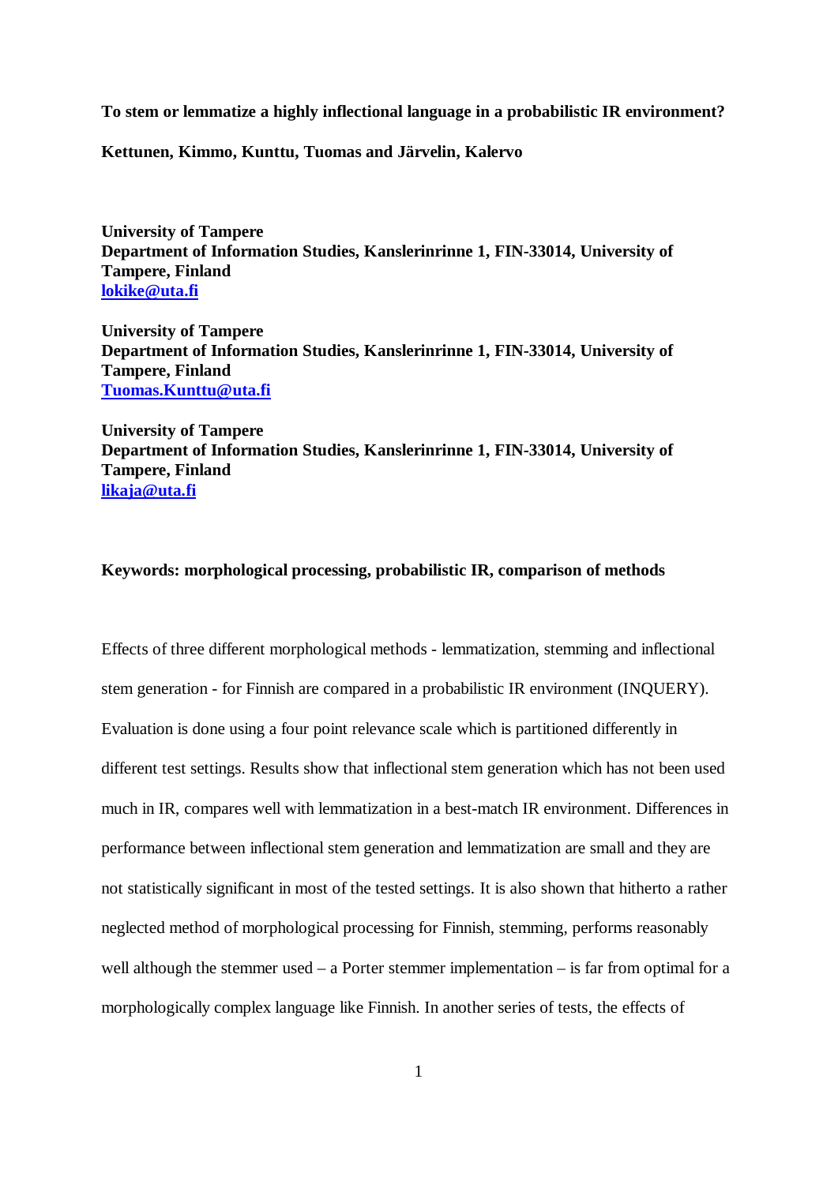**To stem or lemmatize a highly inflectional language in a probabilistic IR environment?**

**Kettunen, Kimmo, Kunttu, Tuomas and Järvelin, Kalervo**

**University of Tampere**
**Department of Information Studies, Kanslerinrinne 1, FIN-33014, University of Tampere, Finland**
**lokike@uta.fi**

**University of Tampere**
**Department of Information Studies, Kanslerinrinne 1, FIN-33014, University of Tampere, Finland**
**Tuomas.Kunttu@uta.fi**

**University of Tampere**
**Department of Information Studies, Kanslerinrinne 1, FIN-33014, University of Tampere, Finland**
**likaja@uta.fi**

**Keywords: morphological processing, probabilistic IR, comparison of methods**

Effects of three different morphological methods - lemmatization, stemming and inflectional stem generation - for Finnish are compared in a probabilistic IR environment (INQUERY). Evaluation is done using a four point relevance scale which is partitioned differently in different test settings. Results show that inflectional stem generation which has not been used much in IR, compares well with lemmatization in a best-match IR environment. Differences in performance between inflectional stem generation and lemmatization are small and they are not statistically significant in most of the tested settings. It is also shown that hitherto a rather neglected method of morphological processing for Finnish, stemming, performs reasonably well although the stemmer used – a Porter stemmer implementation – is far from optimal for a morphologically complex language like Finnish. In another series of tests, the effects of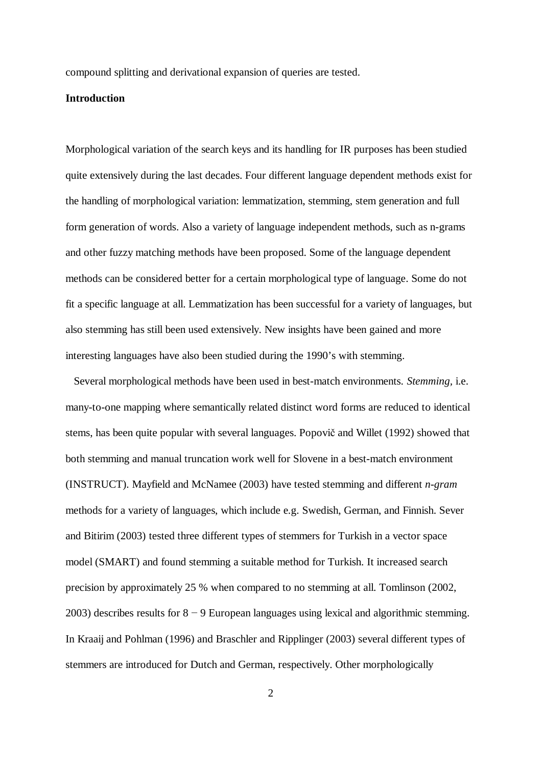compound splitting and derivational expansion of queries are tested.

**Introduction**

Morphological variation of the search keys and its handling for IR purposes has been studied quite extensively during the last decades. Four different language dependent methods exist for the handling of morphological variation: lemmatization, stemming, stem generation and full form generation of words. Also a variety of language independent methods, such as n-grams and other fuzzy matching methods have been proposed. Some of the language dependent methods can be considered better for a certain morphological type of language. Some do not fit a specific language at all. Lemmatization has been successful for a variety of languages, but also stemming has still been used extensively. New insights have been gained and more interesting languages have also been studied during the 1990's with stemming.

Several morphological methods have been used in best-match environments. *Stemming*, i.e. many-to-one mapping where semantically related distinct word forms are reduced to identical stems, has been quite popular with several languages. Popovič and Willet (1992) showed that both stemming and manual truncation work well for Slovene in a best-match environment (INSTRUCT). Mayfield and McNamee (2003) have tested stemming and different *n-gram* methods for a variety of languages, which include e.g. Swedish, German, and Finnish. Sever and Bitirim (2003) tested three different types of stemmers for Turkish in a vector space model (SMART) and found stemming a suitable method for Turkish. It increased search precision by approximately 25 % when compared to no stemming at all. Tomlinson (2002, 2003) describes results for 8 − 9 European languages using lexical and algorithmic stemming. In Kraaij and Pohlman (1996) and Braschler and Ripplinger (2003) several different types of stemmers are introduced for Dutch and German, respectively. Other morphologically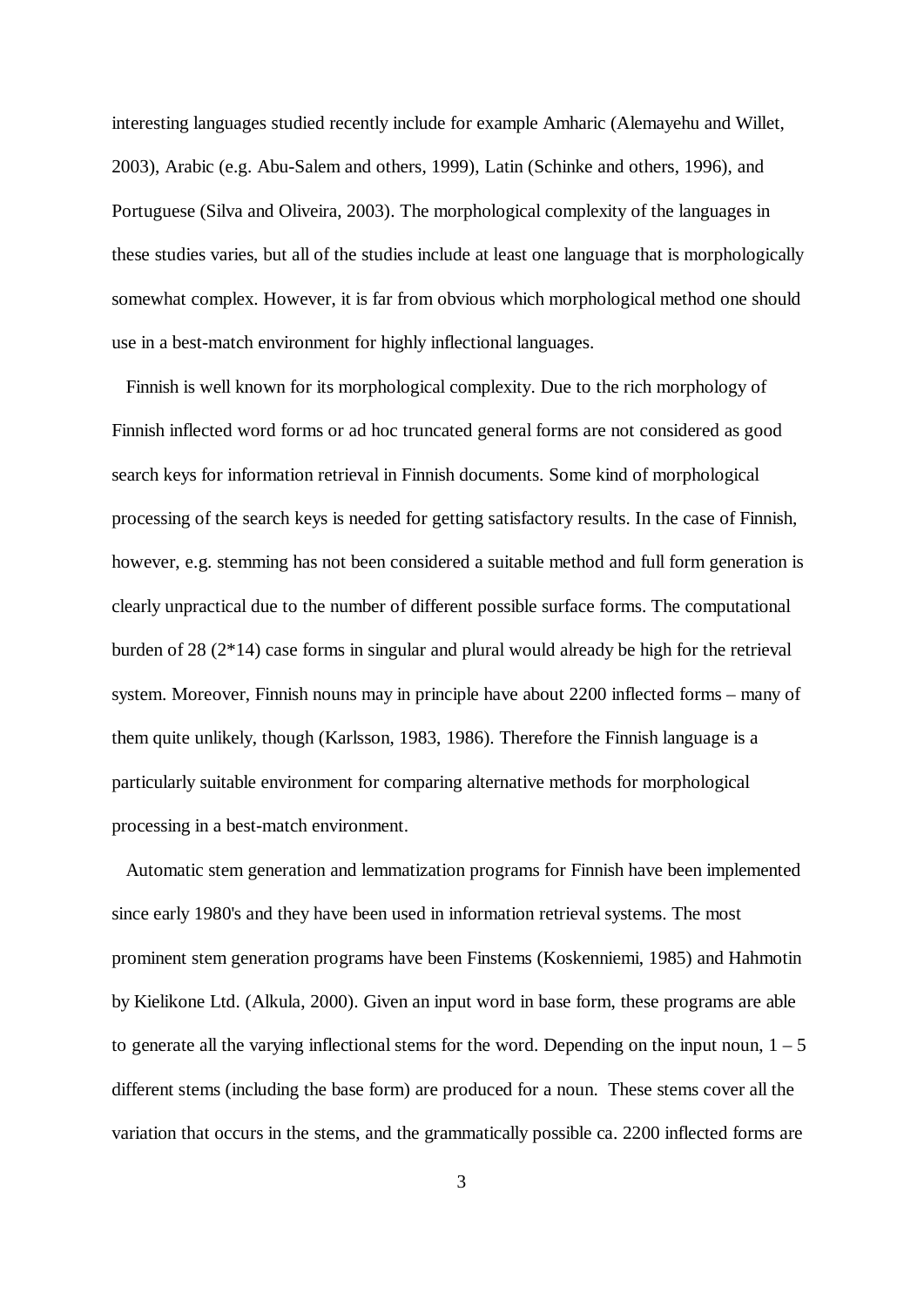interesting languages studied recently include for example Amharic (Alemayehu and Willet, 2003), Arabic (e.g. Abu-Salem and others, 1999), Latin (Schinke and others, 1996), and Portuguese (Silva and Oliveira, 2003). The morphological complexity of the languages in these studies varies, but all of the studies include at least one language that is morphologically somewhat complex. However, it is far from obvious which morphological method one should use in a best-match environment for highly inflectional languages.

Finnish is well known for its morphological complexity. Due to the rich morphology of Finnish inflected word forms or ad hoc truncated general forms are not considered as good search keys for information retrieval in Finnish documents. Some kind of morphological processing of the search keys is needed for getting satisfactory results. In the case of Finnish, however, e.g. stemming has not been considered a suitable method and full form generation is clearly unpractical due to the number of different possible surface forms. The computational burden of 28 (2*14) case forms in singular and plural would already be high for the retrieval system. Moreover, Finnish nouns may in principle have about 2200 inflected forms – many of them quite unlikely, though (Karlsson, 1983, 1986). Therefore the Finnish language is a particularly suitable environment for comparing alternative methods for morphological processing in a best-match environment.

Automatic stem generation and lemmatization programs for Finnish have been implemented since early 1980's and they have been used in information retrieval systems. The most prominent stem generation programs have been Finstems (Koskenniemi, 1985) and Hahmotin by Kielikone Ltd. (Alkula, 2000). Given an input word in base form, these programs are able to generate all the varying inflectional stems for the word. Depending on the input noun, 1 – 5 different stems (including the base form) are produced for a noun. These stems cover all the variation that occurs in the stems, and the grammatically possible ca. 2200 inflected forms are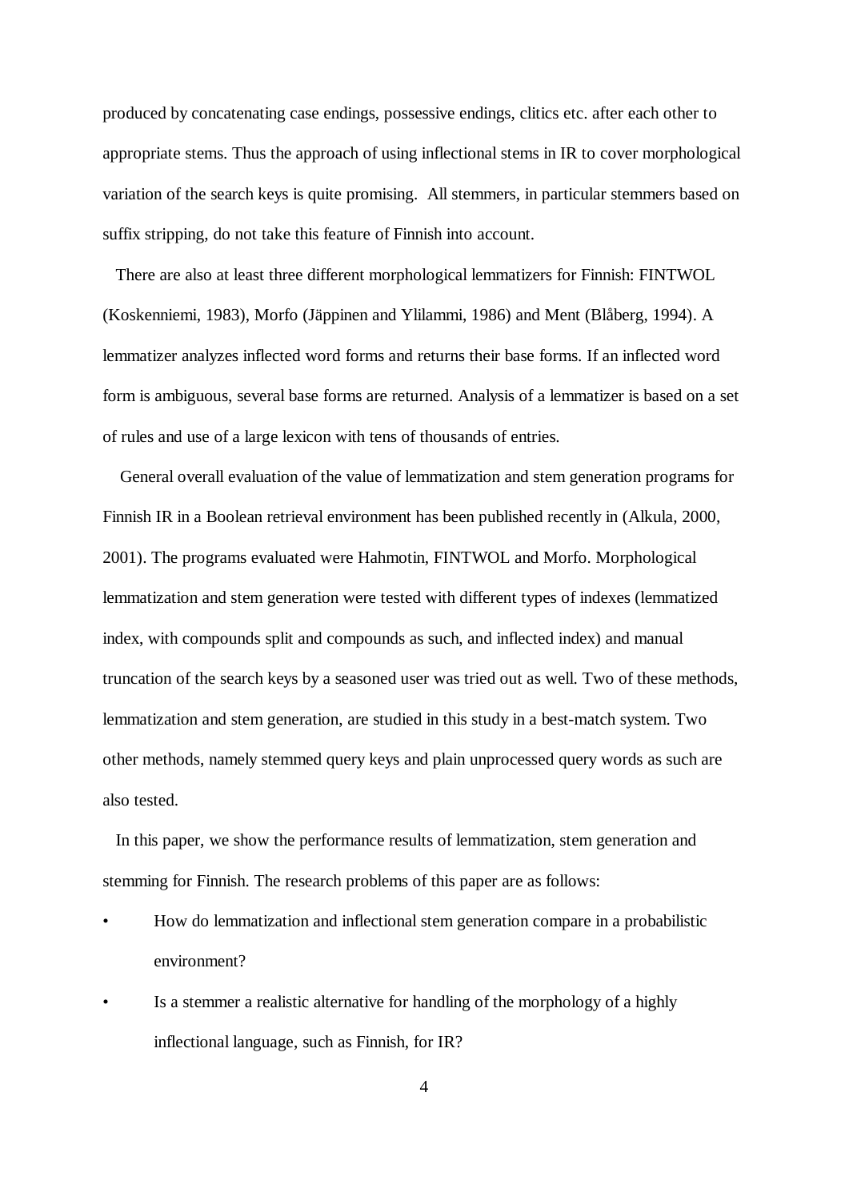produced by concatenating case endings, possessive endings, clitics etc. after each other to appropriate stems. Thus the approach of using inflectional stems in IR to cover morphological variation of the search keys is quite promising. All stemmers, in particular stemmers based on suffix stripping, do not take this feature of Finnish into account.

There are also at least three different morphological lemmatizers for Finnish: FINTWOL (Koskenniemi, 1983), Morfo (Jäppinen and Ylilammi, 1986) and Ment (Blåberg, 1994). A lemmatizer analyzes inflected word forms and returns their base forms. If an inflected word form is ambiguous, several base forms are returned. Analysis of a lemmatizer is based on a set of rules and use of a large lexicon with tens of thousands of entries.

General overall evaluation of the value of lemmatization and stem generation programs for Finnish IR in a Boolean retrieval environment has been published recently in (Alkula, 2000, 2001). The programs evaluated were Hahmotin, FINTWOL and Morfo. Morphological lemmatization and stem generation were tested with different types of indexes (lemmatized index, with compounds split and compounds as such, and inflected index) and manual truncation of the search keys by a seasoned user was tried out as well. Two of these methods, lemmatization and stem generation, are studied in this study in a best-match system. Two other methods, namely stemmed query keys and plain unprocessed query words as such are also tested.

In this paper, we show the performance results of lemmatization, stem generation and stemming for Finnish. The research problems of this paper are as follows:

- How do lemmatization and inflectional stem generation compare in a probabilistic environment?
- Is a stemmer a realistic alternative for handling of the morphology of a highly inflectional language, such as Finnish, for IR?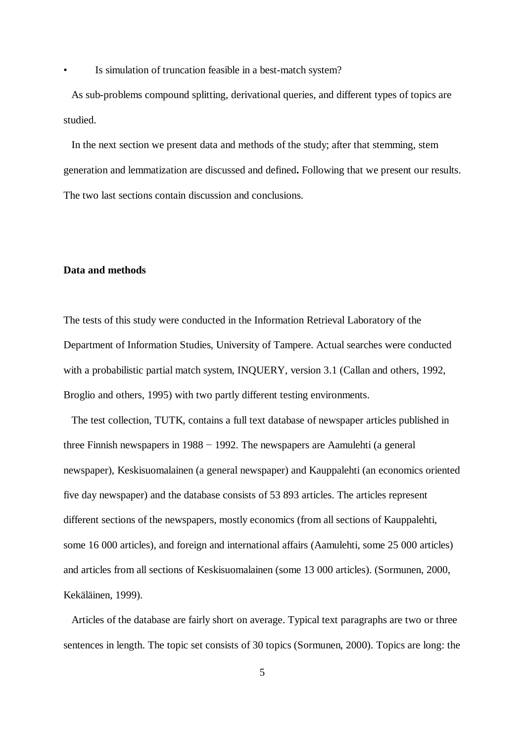- Is simulation of truncation feasible in a best-match system?

As sub-problems compound splitting, derivational queries, and different types of topics are studied.

In the next section we present data and methods of the study; after that stemming, stem generation and lemmatization are discussed and defined**.** Following that we present our results. The two last sections contain discussion and conclusions.

## Data and methods

The tests of this study were conducted in the Information Retrieval Laboratory of the Department of Information Studies, University of Tampere. Actual searches were conducted with a probabilistic partial match system, INQUERY, version 3.1 (Callan and others, 1992, Broglio and others, 1995) with two partly different testing environments.

The test collection, TUTK, contains a full text database of newspaper articles published in three Finnish newspapers in 1988 − 1992. The newspapers are Aamulehti (a general newspaper), Keskisuomalainen (a general newspaper) and Kauppalehti (an economics oriented five day newspaper) and the database consists of 53 893 articles. The articles represent different sections of the newspapers, mostly economics (from all sections of Kauppalehti, some 16 000 articles), and foreign and international affairs (Aamulehti, some 25 000 articles) and articles from all sections of Keskisuomalainen (some 13 000 articles). (Sormunen, 2000, Kekäläinen, 1999).

Articles of the database are fairly short on average. Typical text paragraphs are two or three sentences in length. The topic set consists of 30 topics (Sormunen, 2000). Topics are long: the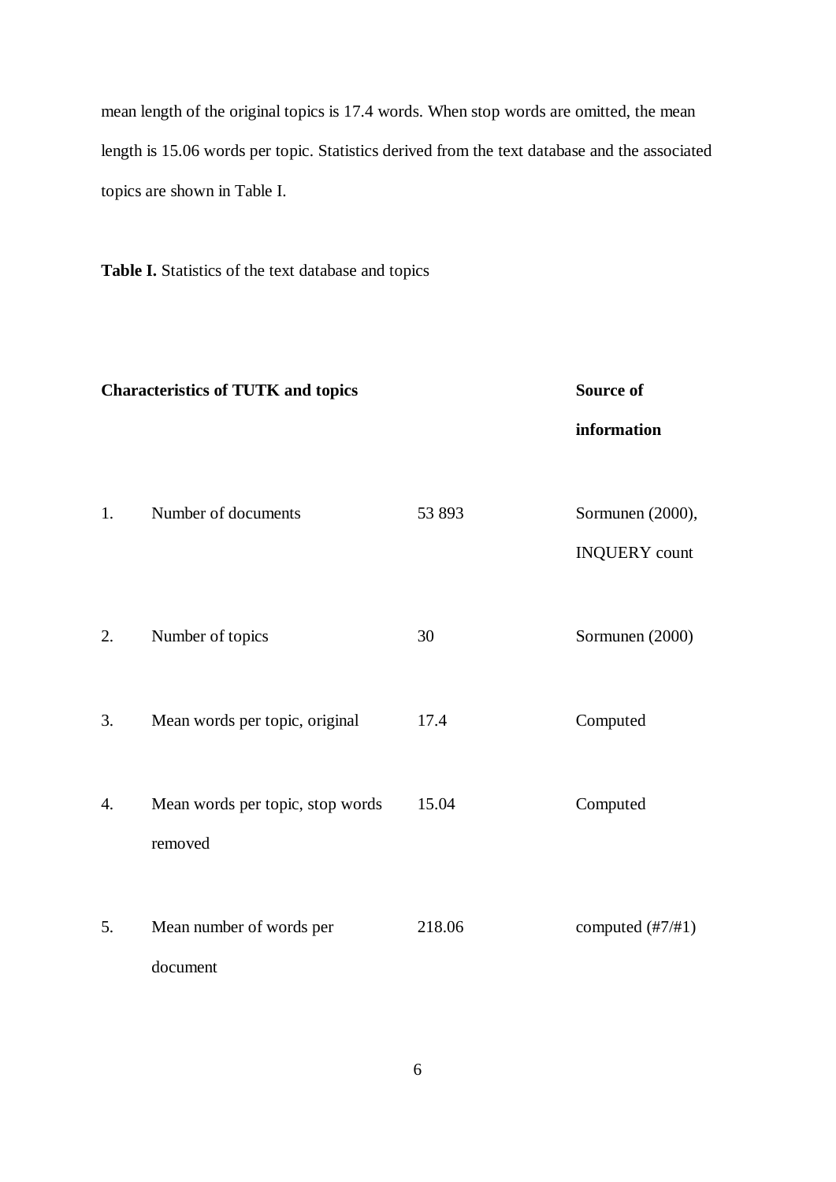mean length of the original topics is 17.4 words. When stop words are omitted, the mean length is 15.06 words per topic. Statistics derived from the text database and the associated topics are shown in Table I.

**Table I.** Statistics of the text database and topics

| **Characteristics of TUTK and topics** | | | **Source of information** |
|---|---|---|---|
| 1. | Number of documents | 53 893 | Sormunen (2000), INQUERY count |
| 2. | Number of topics | 30 | Sormunen (2000) |
| 3. | Mean words per topic, original | 17.4 | Computed |
| 4. | Mean words per topic, stop words removed | 15.04 | Computed |
| 5. | Mean number of words per document | 218.06 | computed (#7/#1) |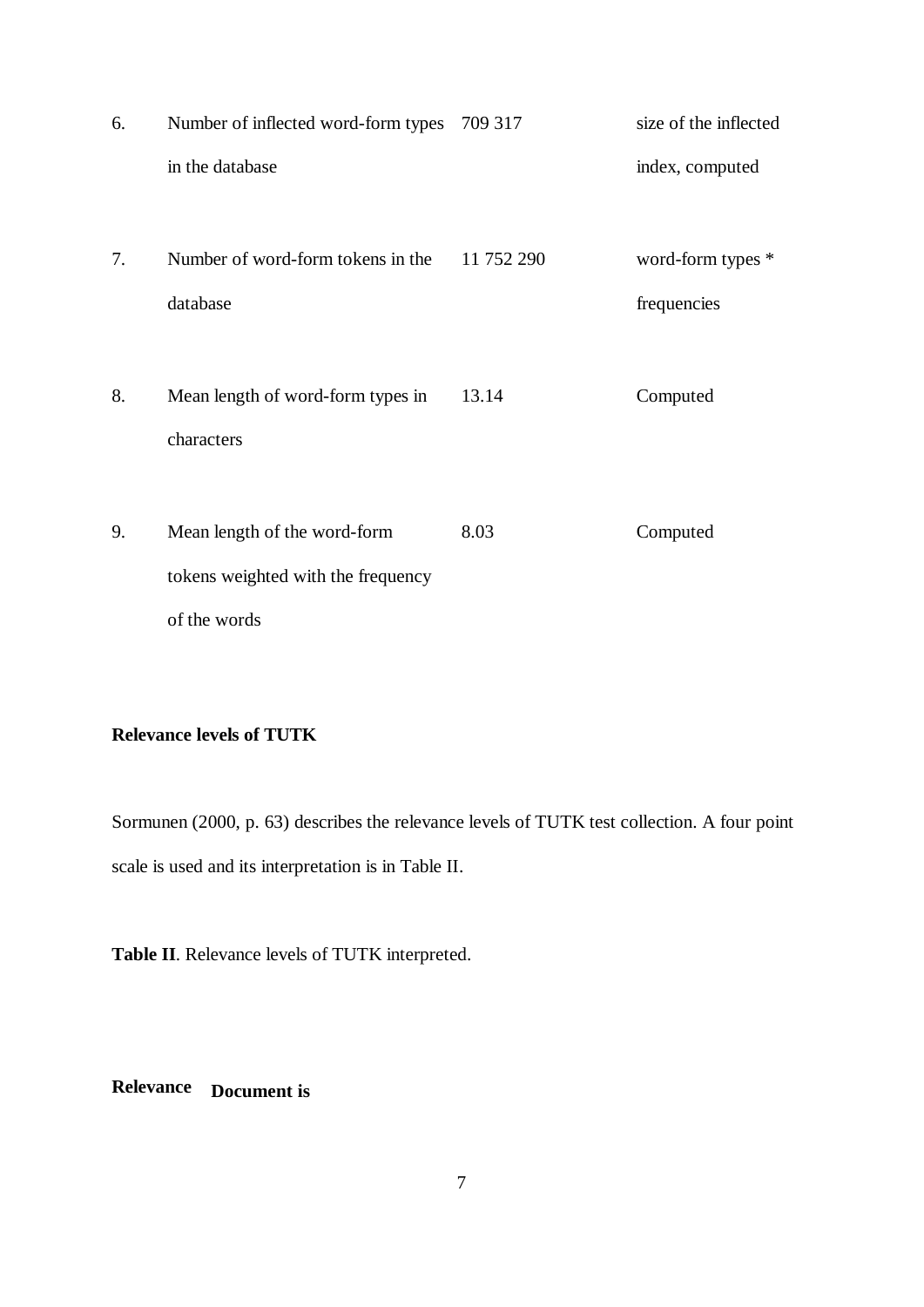| | | | |
|---|---|---|---|
| 6. | Number of inflected word-form types in the database | 709 317 | size of the inflected index, computed |
| 7. | Number of word-form tokens in the database | 11 752 290 | word-form types * frequencies |
| 8. | Mean length of word-form types in characters | 13.14 | Computed |
| 9. | Mean length of the word-form tokens weighted with the frequency of the words | 8.03 | Computed |

**Relevance levels of TUTK**

Sormunen (2000, p. 63) describes the relevance levels of TUTK test collection. A four point scale is used and its interpretation is in Table II.

**Table II**. Relevance levels of TUTK interpreted.

| **Relevance** | **Document is** |
|---|---|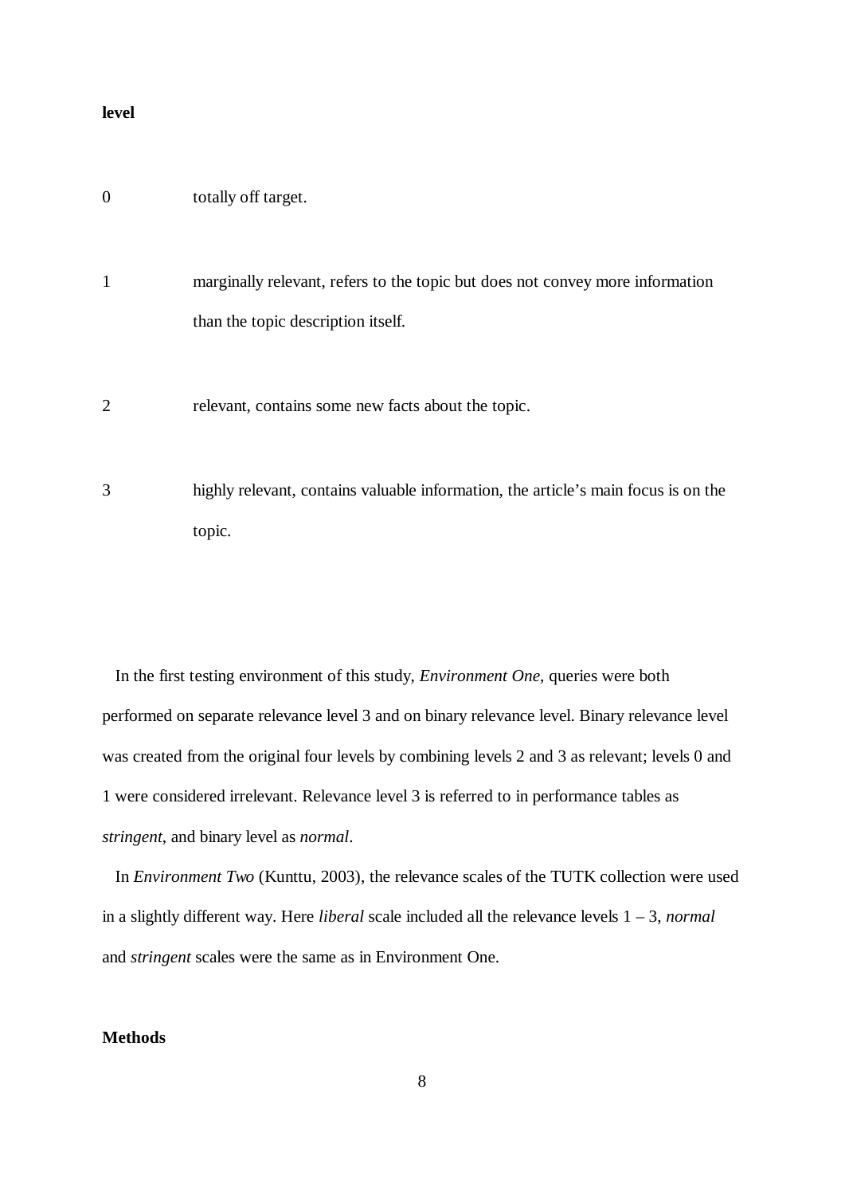**level**

| | |
|---|---|
| 0 | totally off target. |
| 1 | marginally relevant, refers to the topic but does not convey more information than the topic description itself. |
| 2 | relevant, contains some new facts about the topic. |
| 3 | highly relevant, contains valuable information, the article's main focus is on the topic. |

In the first testing environment of this study, *Environment One*, queries were both performed on separate relevance level 3 and on binary relevance level. Binary relevance level was created from the original four levels by combining levels 2 and 3 as relevant; levels 0 and 1 were considered irrelevant. Relevance level 3 is referred to in performance tables as *stringent*, and binary level as *normal*.

In *Environment Two* (Kunttu, 2003), the relevance scales of the TUTK collection were used in a slightly different way. Here *liberal* scale included all the relevance levels 1 – 3, *normal* and *stringent* scales were the same as in Environment One.

**Methods**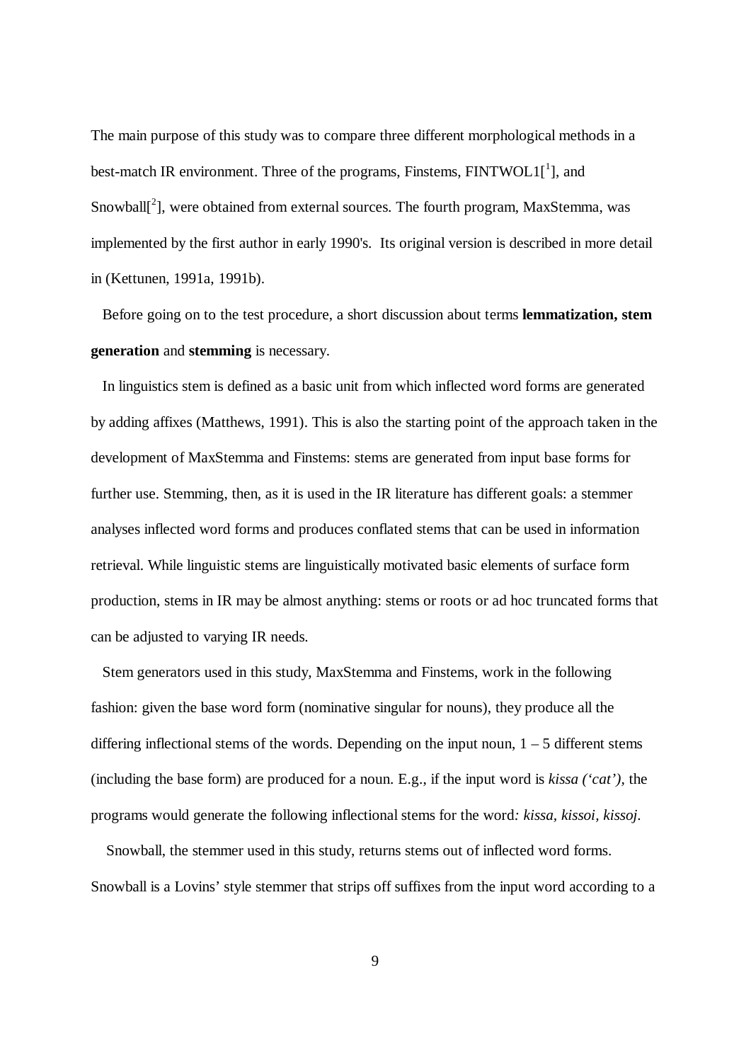The main purpose of this study was to compare three different morphological methods in a best-match IR environment. Three of the programs, Finstems, FINTWOL1[1], and Snowball[2], were obtained from external sources. The fourth program, MaxStemma, was implemented by the first author in early 1990's. Its original version is described in more detail in (Kettunen, 1991a, 1991b).

Before going on to the test procedure, a short discussion about terms **lemmatization, stem generation** and **stemming** is necessary.

In linguistics stem is defined as a basic unit from which inflected word forms are generated by adding affixes (Matthews, 1991). This is also the starting point of the approach taken in the development of MaxStemma and Finstems: stems are generated from input base forms for further use. Stemming, then, as it is used in the IR literature has different goals: a stemmer analyses inflected word forms and produces conflated stems that can be used in information retrieval. While linguistic stems are linguistically motivated basic elements of surface form production, stems in IR may be almost anything: stems or roots or ad hoc truncated forms that can be adjusted to varying IR needs.

Stem generators used in this study, MaxStemma and Finstems, work in the following fashion: given the base word form (nominative singular for nouns), they produce all the differing inflectional stems of the words. Depending on the input noun, 1 – 5 different stems (including the base form) are produced for a noun. E.g., if the input word is *kissa ('cat')*, the programs would generate the following inflectional stems for the word*: kissa, kissoi, kissoj.*

Snowball, the stemmer used in this study, returns stems out of inflected word forms. Snowball is a Lovins' style stemmer that strips off suffixes from the input word according to a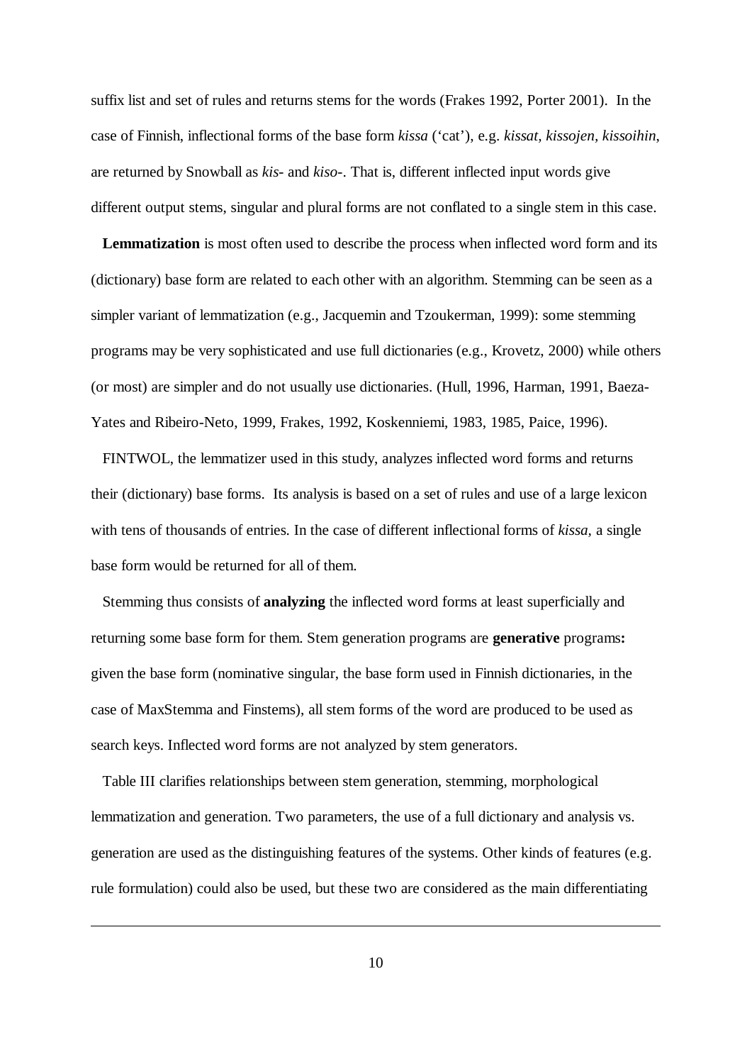suffix list and set of rules and returns stems for the words (Frakes 1992, Porter 2001). In the case of Finnish, inflectional forms of the base form *kissa* ('cat'), e.g. *kissat, kissojen, kissoihin*, are returned by Snowball as *kis-* and *kiso-*. That is, different inflected input words give different output stems, singular and plural forms are not conflated to a single stem in this case.

**Lemmatization** is most often used to describe the process when inflected word form and its (dictionary) base form are related to each other with an algorithm. Stemming can be seen as a simpler variant of lemmatization (e.g., Jacquemin and Tzoukerman, 1999): some stemming programs may be very sophisticated and use full dictionaries (e.g., Krovetz, 2000) while others (or most) are simpler and do not usually use dictionaries. (Hull, 1996, Harman, 1991, Baeza-Yates and Ribeiro-Neto, 1999, Frakes, 1992, Koskenniemi, 1983, 1985, Paice, 1996).

FINTWOL, the lemmatizer used in this study, analyzes inflected word forms and returns their (dictionary) base forms. Its analysis is based on a set of rules and use of a large lexicon with tens of thousands of entries. In the case of different inflectional forms of *kissa*, a single base form would be returned for all of them.

Stemming thus consists of **analyzing** the inflected word forms at least superficially and returning some base form for them. Stem generation programs are **generative** programs**:** given the base form (nominative singular, the base form used in Finnish dictionaries, in the case of MaxStemma and Finstems), all stem forms of the word are produced to be used as search keys. Inflected word forms are not analyzed by stem generators.

Table III clarifies relationships between stem generation, stemming, morphological lemmatization and generation. Two parameters, the use of a full dictionary and analysis vs. generation are used as the distinguishing features of the systems. Other kinds of features (e.g. rule formulation) could also be used, but these two are considered as the main differentiating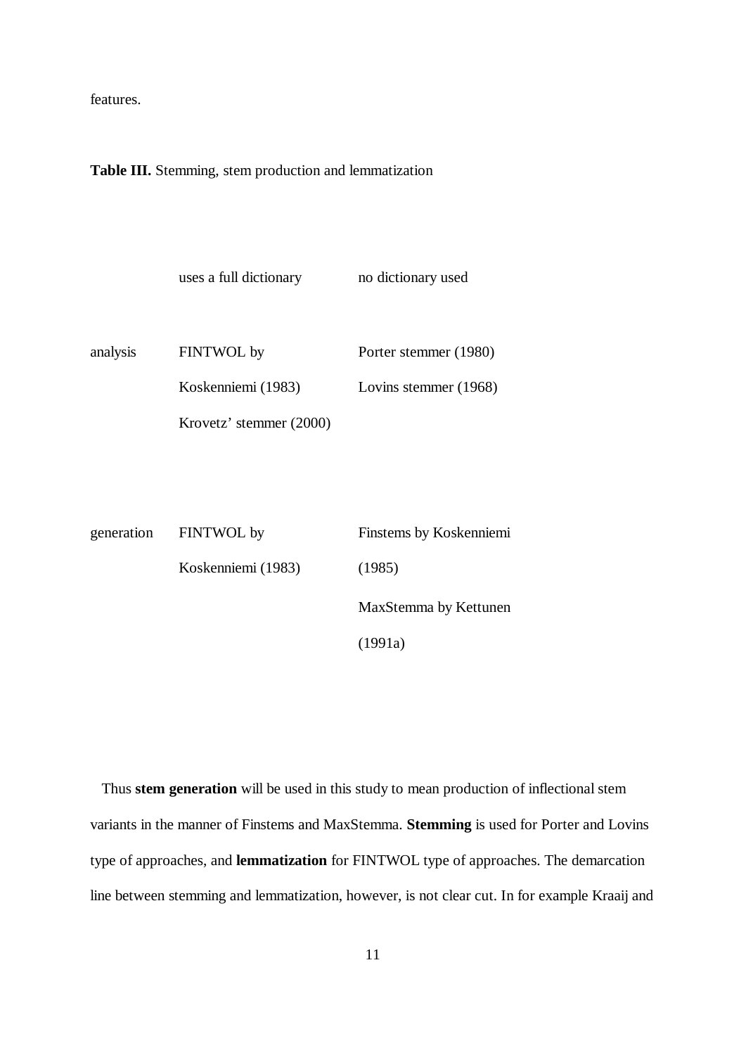features.

**Table III.** Stemming, stem production and lemmatization

| | uses a full dictionary | no dictionary used |
|---|---|---|
| analysis | FINTWOL by Koskenniemi (1983)<br>Krovetz' stemmer (2000) | Porter stemmer (1980)<br>Lovins stemmer (1968) |
| generation | FINTWOL by Koskenniemi (1983) | Finstems by Koskenniemi (1985)<br>MaxStemma by Kettunen (1991a) |

Thus **stem generation** will be used in this study to mean production of inflectional stem variants in the manner of Finstems and MaxStemma. **Stemming** is used for Porter and Lovins type of approaches, and **lemmatization** for FINTWOL type of approaches. The demarcation line between stemming and lemmatization, however, is not clear cut. In for example Kraaij and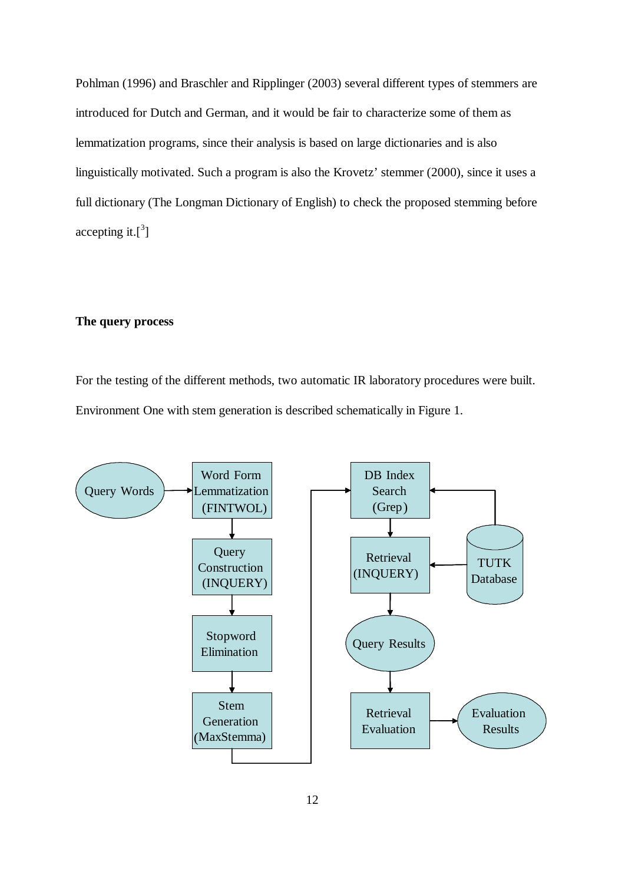Pohlman (1996) and Braschler and Ripplinger (2003) several different types of stemmers are introduced for Dutch and German, and it would be fair to characterize some of them as lemmatization programs, since their analysis is based on large dictionaries and is also linguistically motivated. Such a program is also the Krovetz' stemmer (2000), since it uses a full dictionary (The Longman Dictionary of English) to check the proposed stemming before accepting it.[3]

**The query process**

For the testing of the different methods, two automatic IR laboratory procedures were built. Environment One with stem generation is described schematically in Figure 1.

Query Words → Word Form Lemmatization (FINTWOL) → Query Construction (INQUERY) → Stopword Elimination → Stem Generation (MaxStemma) → DB Index Search (Grep) → Retrieval (INQUERY) → Query Results → Retrieval Evaluation → Evaluation Results

TUTK Database → DB Index Search (Grep); TUTK Database → Retrieval (INQUERY)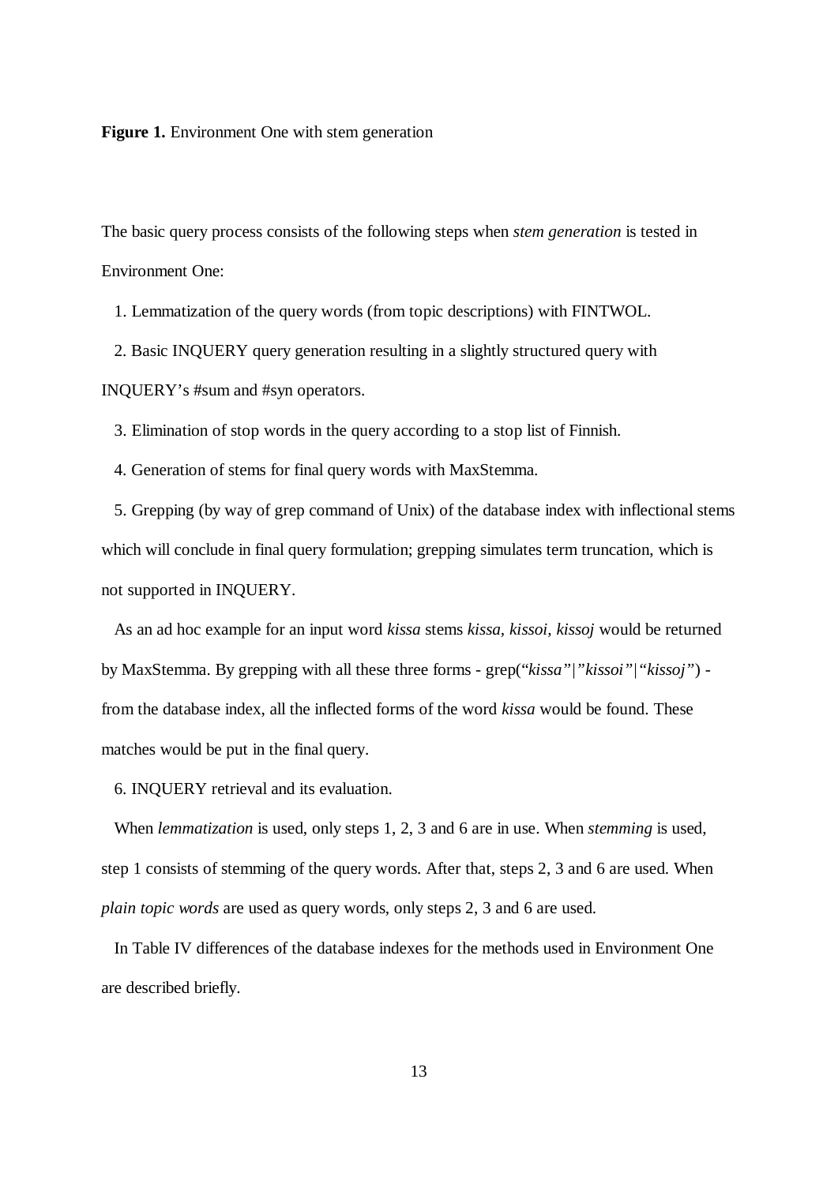**Figure 1.** Environment One with stem generation

The basic query process consists of the following steps when *stem generation* is tested in Environment One:

1. Lemmatization of the query words (from topic descriptions) with FINTWOL.

2. Basic INQUERY query generation resulting in a slightly structured query with INQUERY's #sum and #syn operators.

3. Elimination of stop words in the query according to a stop list of Finnish.

4. Generation of stems for final query words with MaxStemma.

5. Grepping (by way of grep command of Unix) of the database index with inflectional stems which will conclude in final query formulation; grepping simulates term truncation, which is not supported in INQUERY.

As an ad hoc example for an input word *kissa* stems *kissa, kissoi, kissoj* would be returned by MaxStemma. By grepping with all these three forms - grep(*"kissa"|"kissoi"|"kissoj"*) - from the database index, all the inflected forms of the word *kissa* would be found. These matches would be put in the final query.

6. INQUERY retrieval and its evaluation.

When *lemmatization* is used, only steps 1, 2, 3 and 6 are in use. When *stemming* is used, step 1 consists of stemming of the query words. After that, steps 2, 3 and 6 are used. When *plain topic words* are used as query words, only steps 2, 3 and 6 are used.

In Table IV differences of the database indexes for the methods used in Environment One are described briefly.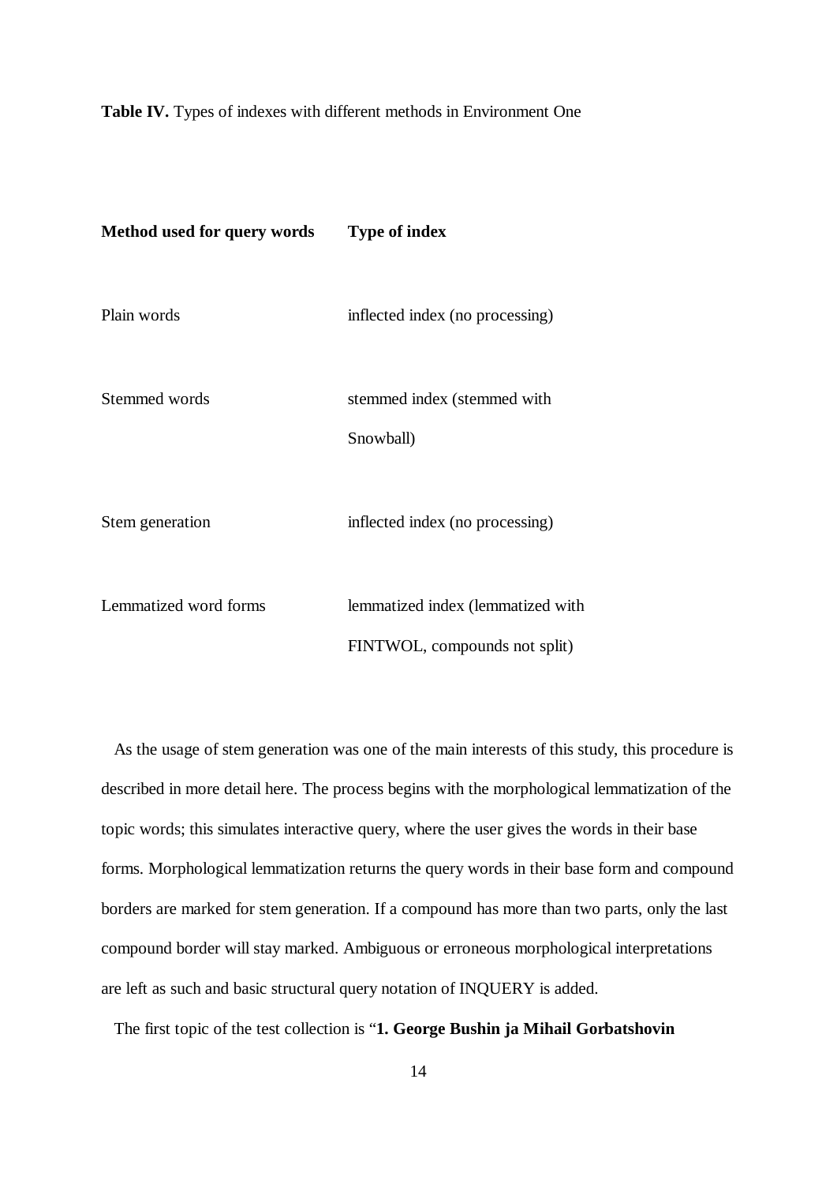**Table IV.** Types of indexes with different methods in Environment One

| **Method used for query words** | **Type of index** |
|---|---|
| Plain words | inflected index (no processing) |
| Stemmed words | stemmed index (stemmed with Snowball) |
| Stem generation | inflected index (no processing) |
| Lemmatized word forms | lemmatized index (lemmatized with FINTWOL, compounds not split) |

As the usage of stem generation was one of the main interests of this study, this procedure is described in more detail here. The process begins with the morphological lemmatization of the topic words; this simulates interactive query, where the user gives the words in their base forms. Morphological lemmatization returns the query words in their base form and compound borders are marked for stem generation. If a compound has more than two parts, only the last compound border will stay marked. Ambiguous or erroneous morphological interpretations are left as such and basic structural query notation of INQUERY is added.

The first topic of the test collection is "**1. George Bushin ja Mihail Gorbatshovin**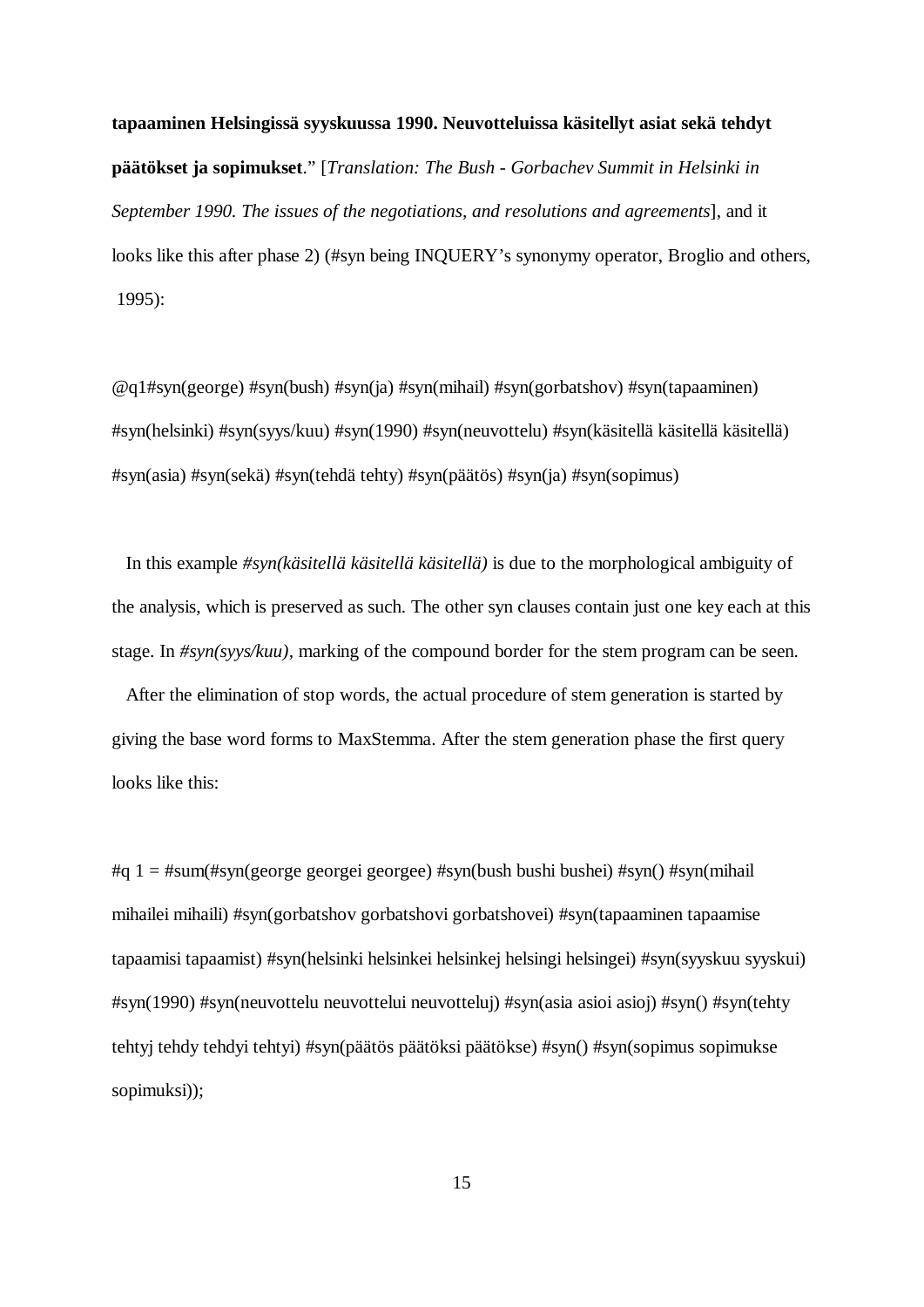**tapaaminen Helsingissä syyskuussa 1990. Neuvotteluissa käsitellyt asiat sekä tehdyt päätökset ja sopimukset**." [*Translation: The Bush - Gorbachev Summit in Helsinki in September 1990. The issues of the negotiations, and resolutions and agreements*], and it looks like this after phase 2) (#syn being INQUERY's synonymy operator, Broglio and others, 1995):

@q1#syn(george) #syn(bush) #syn(ja) #syn(mihail) #syn(gorbatshov) #syn(tapaaminen) #syn(helsinki) #syn(syys/kuu) #syn(1990) #syn(neuvottelu) #syn(käsitellä käsitellä käsitellä) #syn(asia) #syn(sekä) #syn(tehdä tehty) #syn(päätös) #syn(ja) #syn(sopimus)

In this example *#syn(käsitellä käsitellä käsitellä)* is due to the morphological ambiguity of the analysis, which is preserved as such. The other syn clauses contain just one key each at this stage. In *#syn(syys/kuu)*, marking of the compound border for the stem program can be seen.

After the elimination of stop words, the actual procedure of stem generation is started by giving the base word forms to MaxStemma. After the stem generation phase the first query looks like this:

#q 1 = #sum(#syn(george georgei georgee) #syn(bush bushi bushei) #syn() #syn(mihail mihailei mihaili) #syn(gorbatshov gorbatshovi gorbatshovei) #syn(tapaaminen tapaamise tapaamisi tapaamist) #syn(helsinki helsinkei helsinkej helsingi helsingei) #syn(syyskuu syyskui) #syn(1990) #syn(neuvottelu neuvottelui neuvotteluj) #syn(asia asioi asioj) #syn() #syn(tehty tehtyj tehdy tehdyi tehtyi) #syn(päätös päätöksi päätökse) #syn() #syn(sopimus sopimukse sopimuksi));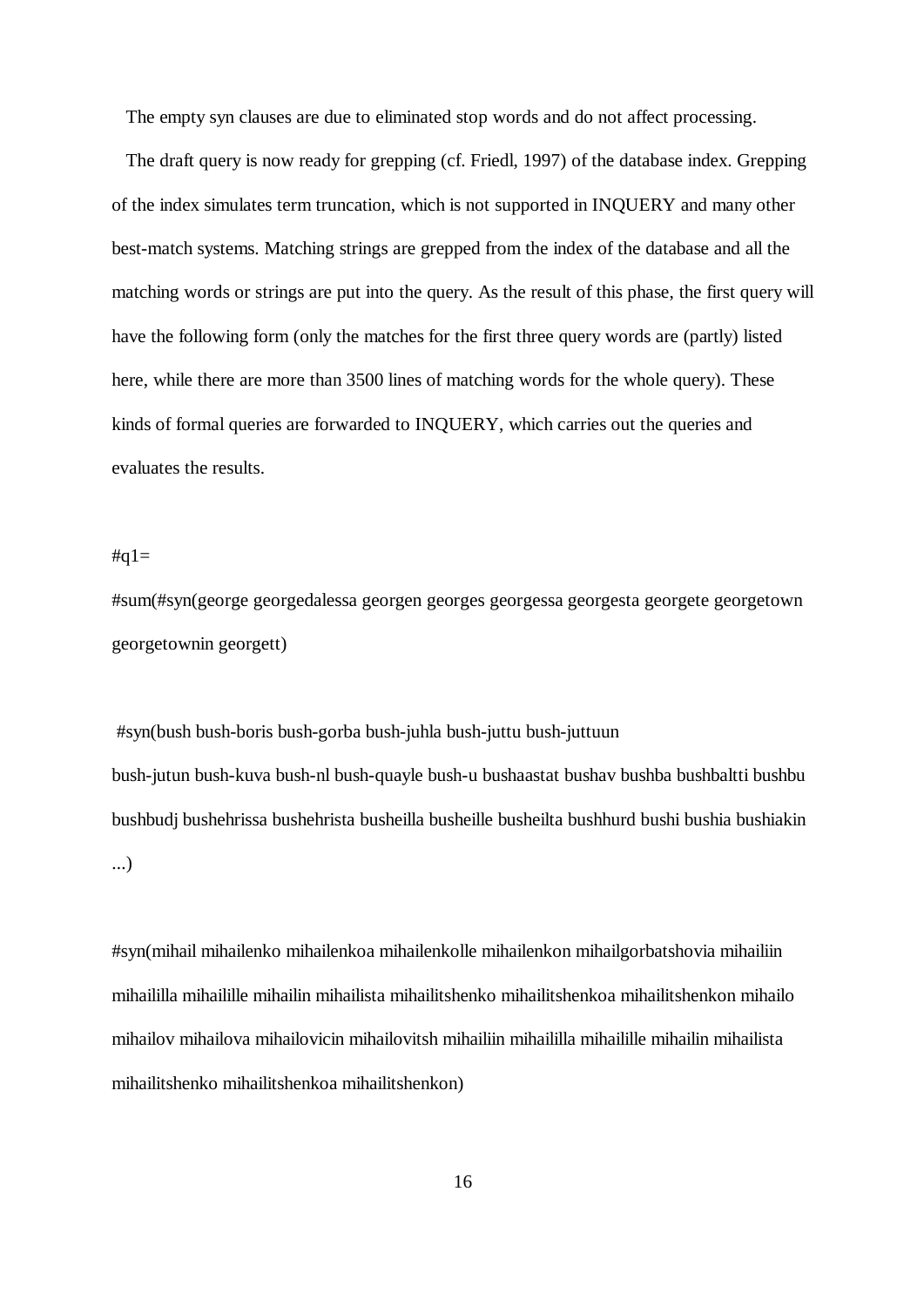The empty syn clauses are due to eliminated stop words and do not affect processing.

The draft query is now ready for grepping (cf. Friedl, 1997) of the database index. Grepping of the index simulates term truncation, which is not supported in INQUERY and many other best-match systems. Matching strings are grepped from the index of the database and all the matching words or strings are put into the query. As the result of this phase, the first query will have the following form (only the matches for the first three query words are (partly) listed here, while there are more than 3500 lines of matching words for the whole query). These kinds of formal queries are forwarded to INQUERY, which carries out the queries and evaluates the results.

#q1=

#sum(#syn(george georgedalessa georgen georges georgessa georgesta georgete georgetown georgetownin georgett)

#syn(bush bush-boris bush-gorba bush-juhla bush-juttu bush-juttuun bush-jutun bush-kuva bush-nl bush-quayle bush-u bushaastat bushav bushba bushbaltti bushbu bushbudj bushehrissa bushehrista busheilla busheille busheilta bushhurd bushi bushia bushiakin ...)

#syn(mihail mihailenko mihailenkoa mihailenkolle mihailenkon mihailgorbatshovia mihailiin mihaililla mihaillle mihailin mihailista mihailitshenko mihailitshenkoa mihailitshenkon mihailo mihailov mihailova mihailovicin mihailovitsh mihailiin mihaililla mihaillle mihailin mihailista mihailitshenko mihailitshenkoa mihailitshenkon)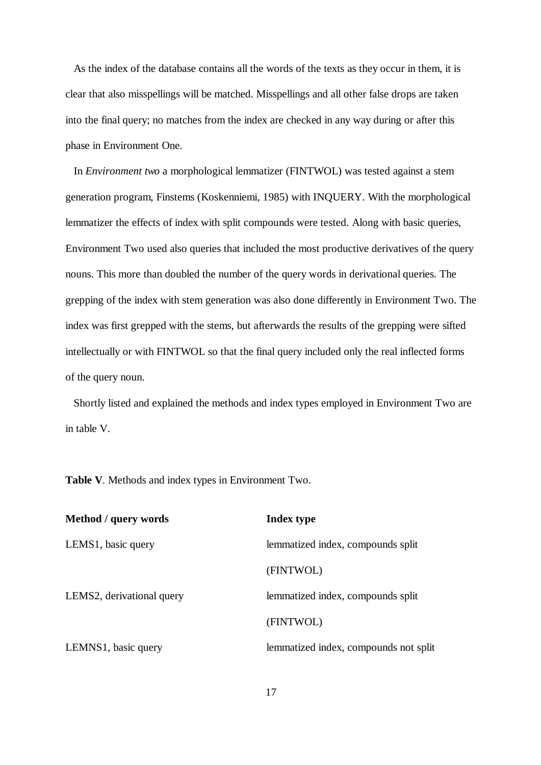As the index of the database contains all the words of the texts as they occur in them, it is clear that also misspellings will be matched. Misspellings and all other false drops are taken into the final query; no matches from the index are checked in any way during or after this phase in Environment One.

In *Environment two* a morphological lemmatizer (FINTWOL) was tested against a stem generation program, Finstems (Koskenniemi, 1985) with INQUERY. With the morphological lemmatizer the effects of index with split compounds were tested. Along with basic queries, Environment Two used also queries that included the most productive derivatives of the query nouns. This more than doubled the number of the query words in derivational queries. The grepping of the index with stem generation was also done differently in Environment Two. The index was first grepped with the stems, but afterwards the results of the grepping were sifted intellectually or with FINTWOL so that the final query included only the real inflected forms of the query noun.

Shortly listed and explained the methods and index types employed in Environment Two are in table V.

**Table V**. Methods and index types in Environment Two.

| **Method / query words** | **Index type** |
|---|---|
| LEMS1, basic query | lemmatized index, compounds split (FINTWOL) |
| LEMS2, derivational query | lemmatized index, compounds split (FINTWOL) |
| LEMNS1, basic query | lemmatized index, compounds not split |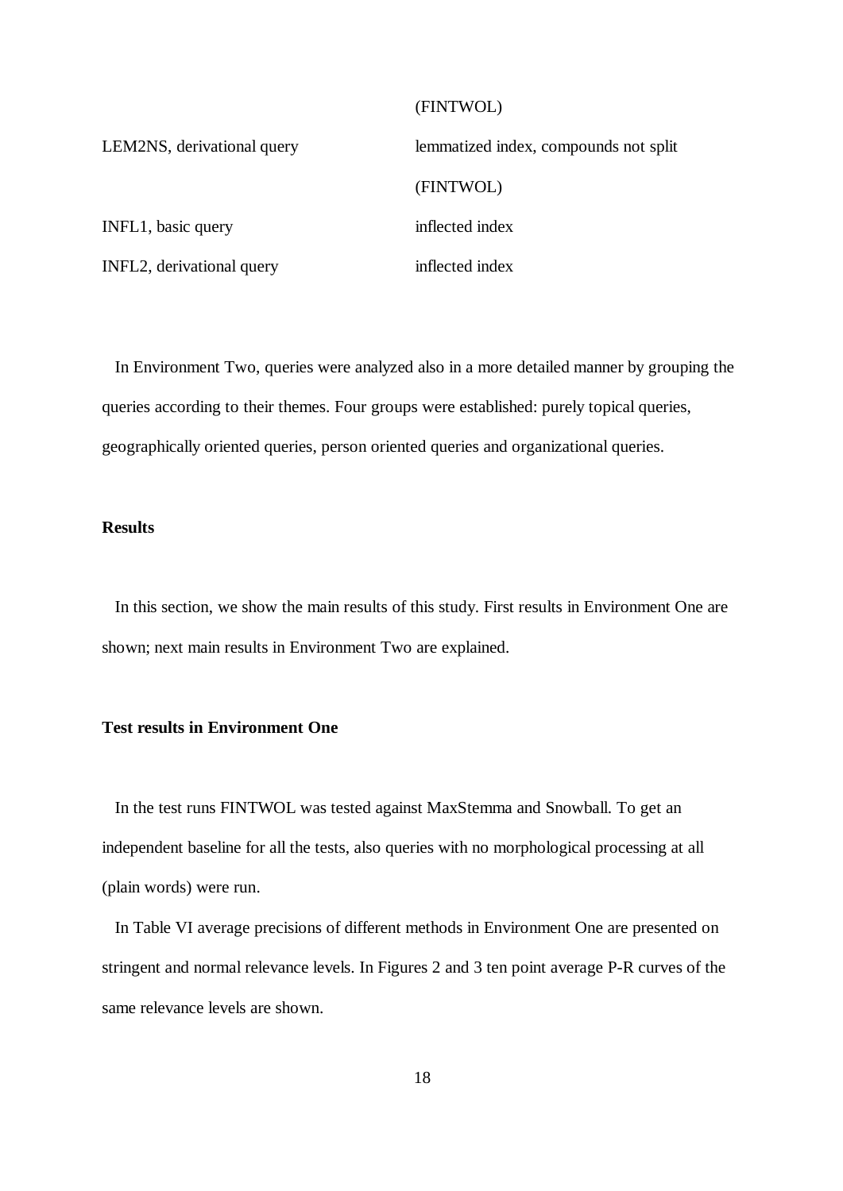| | |
|---|---|
| | (FINTWOL) |
| LEM2NS, derivational query | lemmatized index, compounds not split |
| | (FINTWOL) |
| INFL1, basic query | inflected index |
| INFL2, derivational query | inflected index |

In Environment Two, queries were analyzed also in a more detailed manner by grouping the queries according to their themes. Four groups were established: purely topical queries, geographically oriented queries, person oriented queries and organizational queries.

**Results**

In this section, we show the main results of this study. First results in Environment One are shown; next main results in Environment Two are explained.

**Test results in Environment One**

In the test runs FINTWOL was tested against MaxStemma and Snowball. To get an independent baseline for all the tests, also queries with no morphological processing at all (plain words) were run.

In Table VI average precisions of different methods in Environment One are presented on stringent and normal relevance levels. In Figures 2 and 3 ten point average P-R curves of the same relevance levels are shown.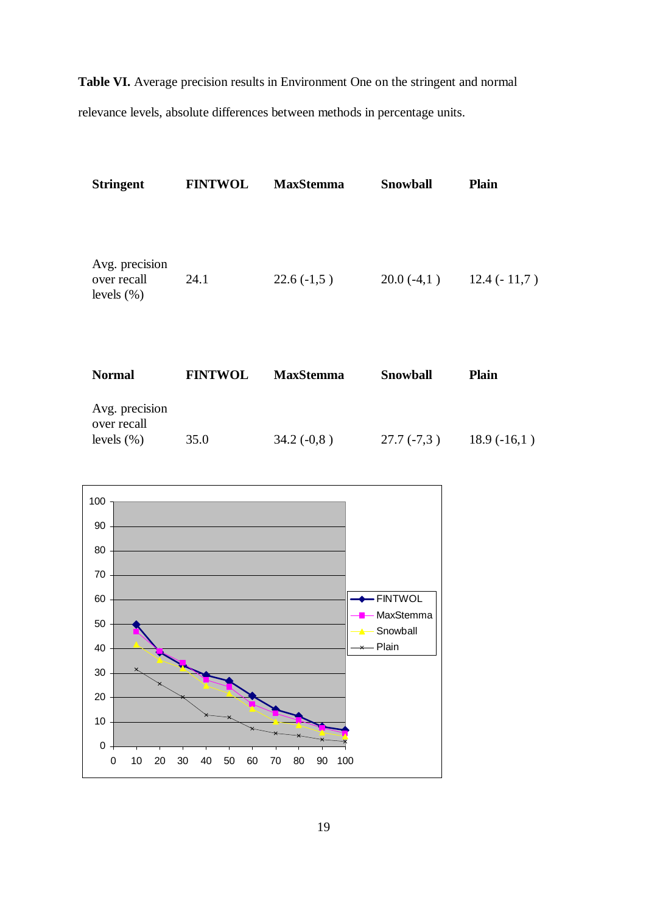**Table VI.** Average precision results in Environment One on the stringent and normal relevance levels, absolute differences between methods in percentage units.

| Stringent | FINTWOL | MaxStemma | Snowball | Plain |
|---|---|---|---|---|
| Avg. precision over recall levels (%) | 24.1 | 22.6 (-1,5 ) | 20.0 (-4,1 ) | 12.4 (- 11,7 ) |

| Normal | FINTWOL | MaxStemma | Snowball | Plain |
|---|---|---|---|---|
| Avg. precision over recall levels (%) | 35.0 | 34.2 (-0,8 ) | 27.7 (-7,3 ) | 18.9 (-16,1 ) |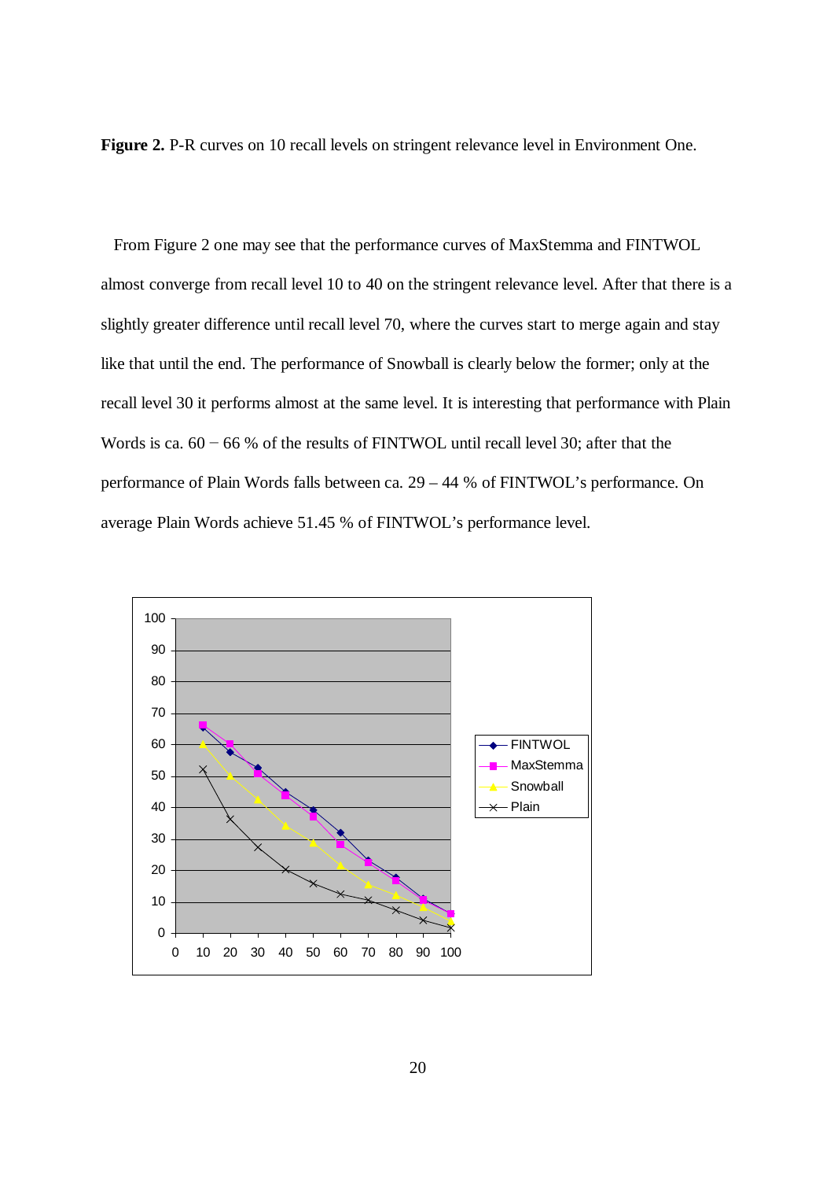**Figure 2.** P-R curves on 10 recall levels on stringent relevance level in Environment One.

From Figure 2 one may see that the performance curves of MaxStemma and FINTWOL almost converge from recall level 10 to 40 on the stringent relevance level. After that there is a slightly greater difference until recall level 70, where the curves start to merge again and stay like that until the end. The performance of Snowball is clearly below the former; only at the recall level 30 it performs almost at the same level. It is interesting that performance with Plain Words is ca. 60 − 66 % of the results of FINTWOL until recall level 30; after that the performance of Plain Words falls between ca. 29 – 44 % of FINTWOL's performance. On average Plain Words achieve 51.45 % of FINTWOL's performance level.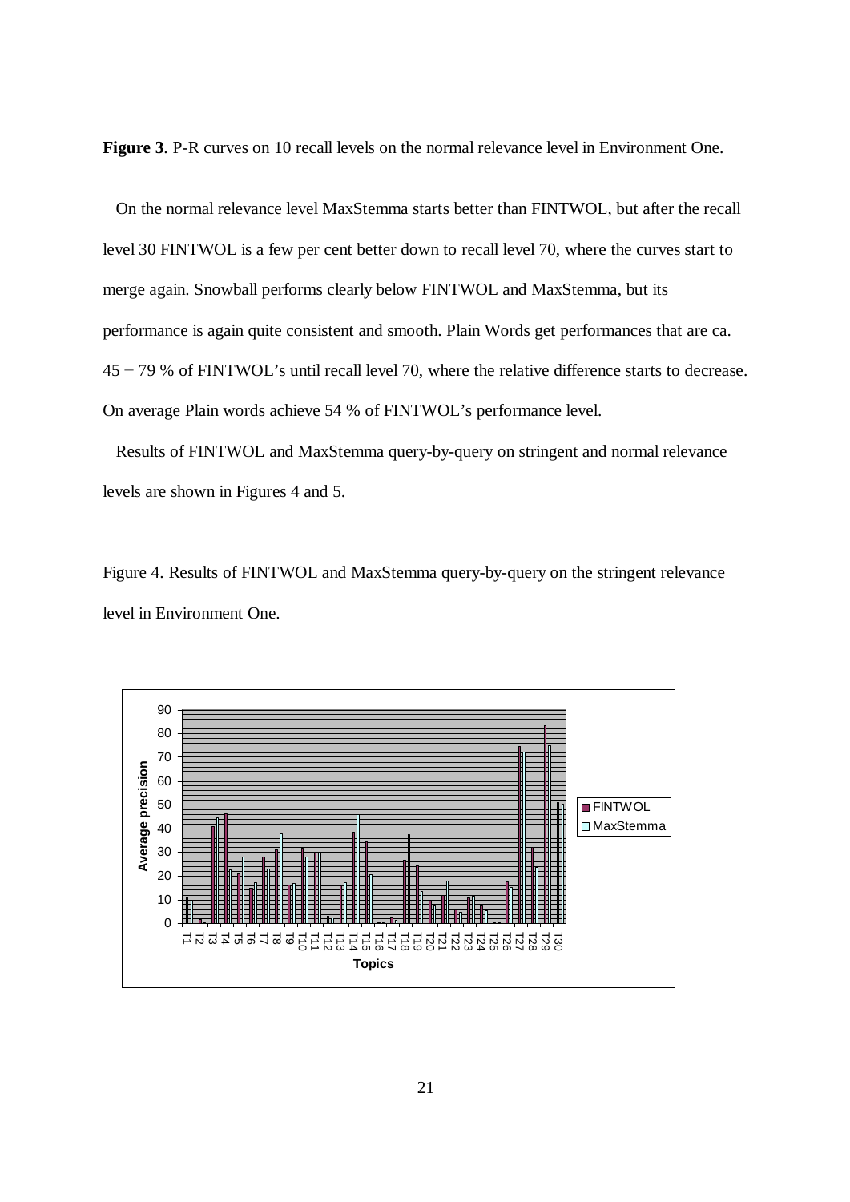**Figure 3**. P-R curves on 10 recall levels on the normal relevance level in Environment One.

On the normal relevance level MaxStemma starts better than FINTWOL, but after the recall level 30 FINTWOL is a few per cent better down to recall level 70, where the curves start to merge again. Snowball performs clearly below FINTWOL and MaxStemma, but its performance is again quite consistent and smooth. Plain Words get performances that are ca. 45 − 79 % of FINTWOL's until recall level 70, where the relative difference starts to decrease. On average Plain words achieve 54 % of FINTWOL's performance level.

Results of FINTWOL and MaxStemma query-by-query on stringent and normal relevance levels are shown in Figures 4 and 5.

Figure 4. Results of FINTWOL and MaxStemma query-by-query on the stringent relevance level in Environment One.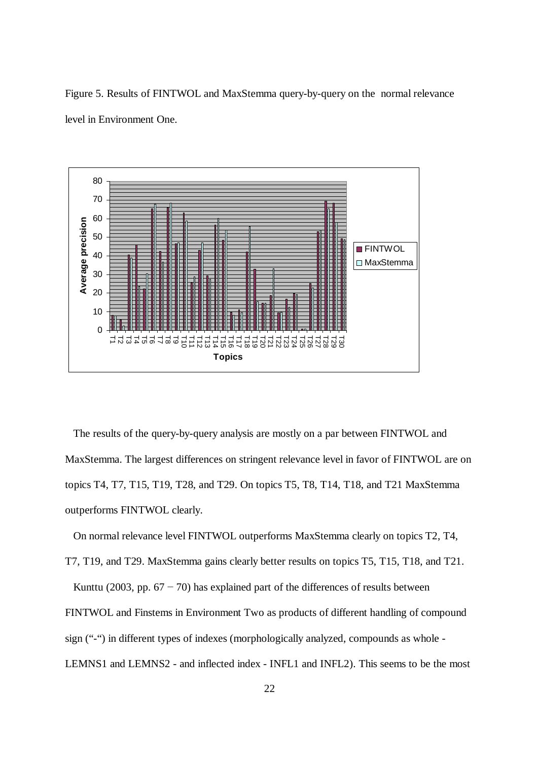Figure 5. Results of FINTWOL and MaxStemma query-by-query on the normal relevance level in Environment One.

The results of the query-by-query analysis are mostly on a par between FINTWOL and MaxStemma. The largest differences on stringent relevance level in favor of FINTWOL are on topics T4, T7, T15, T19, T28, and T29. On topics T5, T8, T14, T18, and T21 MaxStemma outperforms FINTWOL clearly.

On normal relevance level FINTWOL outperforms MaxStemma clearly on topics T2, T4, T7, T19, and T29. MaxStemma gains clearly better results on topics T5, T15, T18, and T21.

Kunttu (2003, pp. 67 − 70) has explained part of the differences of results between FINTWOL and Finstems in Environment Two as products of different handling of compound sign ("-") in different types of indexes (morphologically analyzed, compounds as whole - LEMNS1 and LEMNS2 - and inflected index - INFL1 and INFL2). This seems to be the most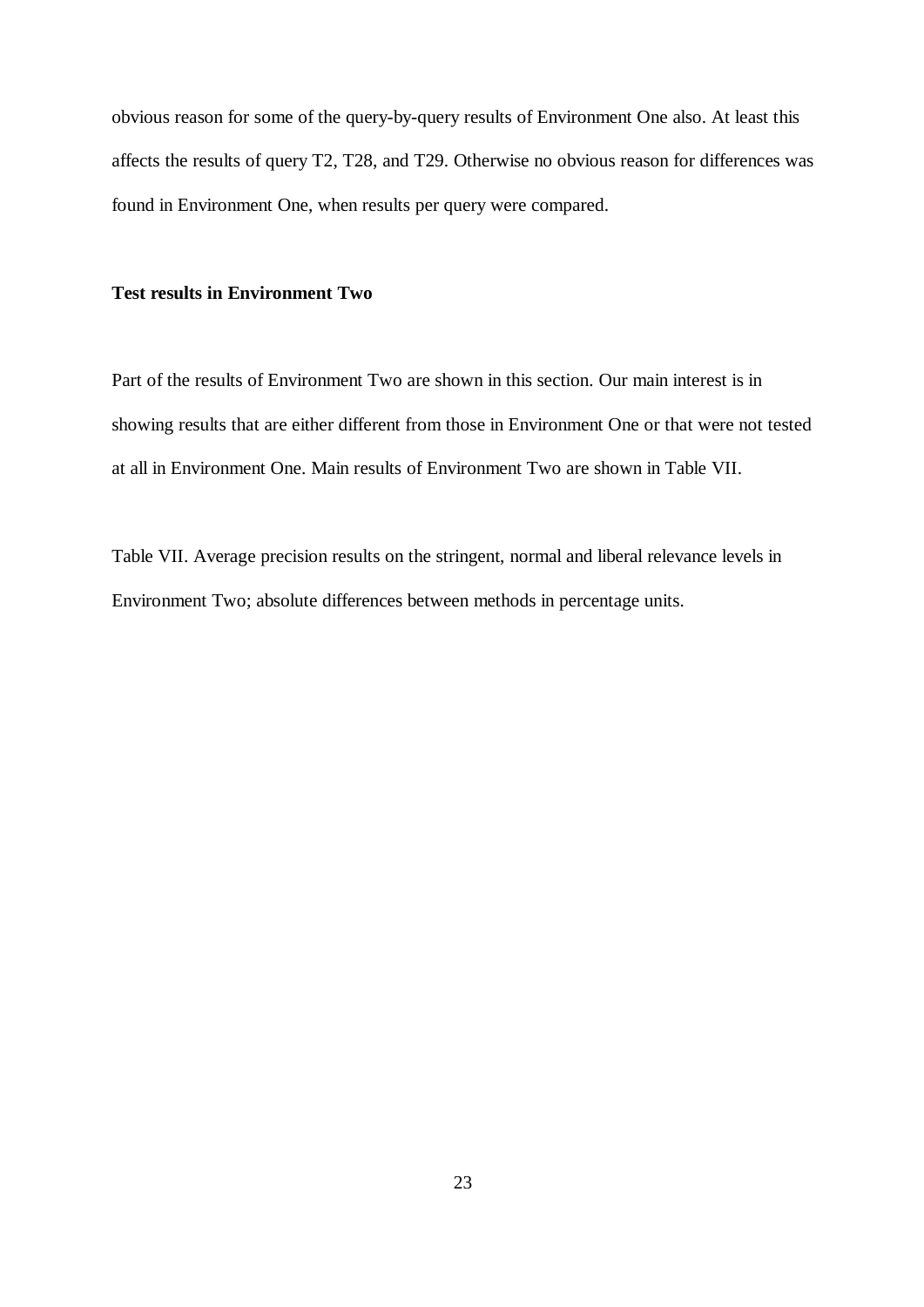obvious reason for some of the query-by-query results of Environment One also. At least this affects the results of query T2, T28, and T29. Otherwise no obvious reason for differences was found in Environment One, when results per query were compared.

**Test results in Environment Two**

Part of the results of Environment Two are shown in this section. Our main interest is in showing results that are either different from those in Environment One or that were not tested at all in Environment One. Main results of Environment Two are shown in Table VII.

Table VII. Average precision results on the stringent, normal and liberal relevance levels in Environment Two; absolute differences between methods in percentage units.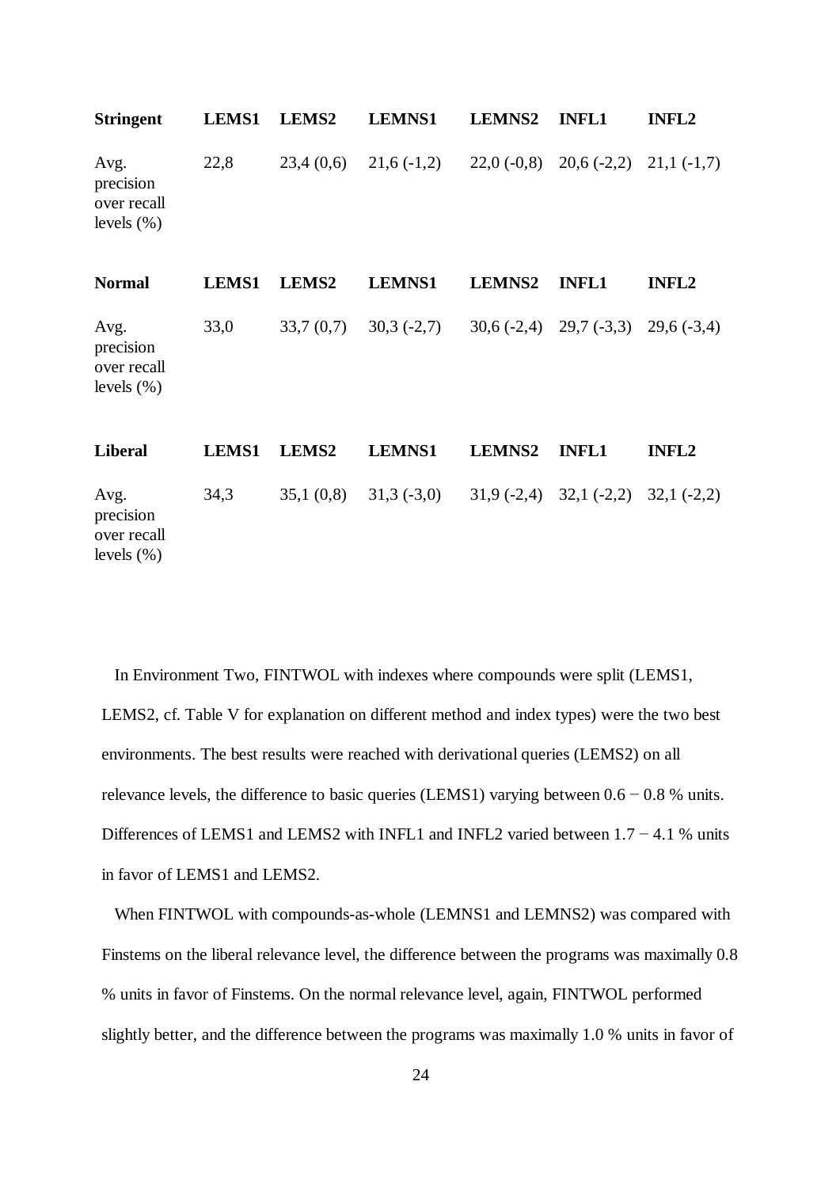| Stringent | LEMS1 | LEMS2 | LEMNS1 | LEMNS2 | INFL1 | INFL2 |
|---|---|---|---|---|---|---|
| Avg. precision over recall levels (%) | 22,8 | 23,4 (0,6) | 21,6 (-1,2) | 22,0 (-0,8) | 20,6 (-2,2) | 21,1 (-1,7) |

| Normal | LEMS1 | LEMS2 | LEMNS1 | LEMNS2 | INFL1 | INFL2 |
|---|---|---|---|---|---|---|
| Avg. precision over recall levels (%) | 33,0 | 33,7 (0,7) | 30,3 (-2,7) | 30,6 (-2,4) | 29,7 (-3,3) | 29,6 (-3,4) |

| Liberal | LEMS1 | LEMS2 | LEMNS1 | LEMNS2 | INFL1 | INFL2 |
|---|---|---|---|---|---|---|
| Avg. precision over recall levels (%) | 34,3 | 35,1 (0,8) | 31,3 (-3,0) | 31,9 (-2,4) | 32,1 (-2,2) | 32,1 (-2,2) |

In Environment Two, FINTWOL with indexes where compounds were split (LEMS1, LEMS2, cf. Table V for explanation on different method and index types) were the two best environments. The best results were reached with derivational queries (LEMS2) on all relevance levels, the difference to basic queries (LEMS1) varying between 0.6 − 0.8 % units. Differences of LEMS1 and LEMS2 with INFL1 and INFL2 varied between 1.7 − 4.1 % units in favor of LEMS1 and LEMS2.

When FINTWOL with compounds-as-whole (LEMNS1 and LEMNS2) was compared with Finstems on the liberal relevance level, the difference between the programs was maximally 0.8 % units in favor of Finstems. On the normal relevance level, again, FINTWOL performed slightly better, and the difference between the programs was maximally 1.0 % units in favor of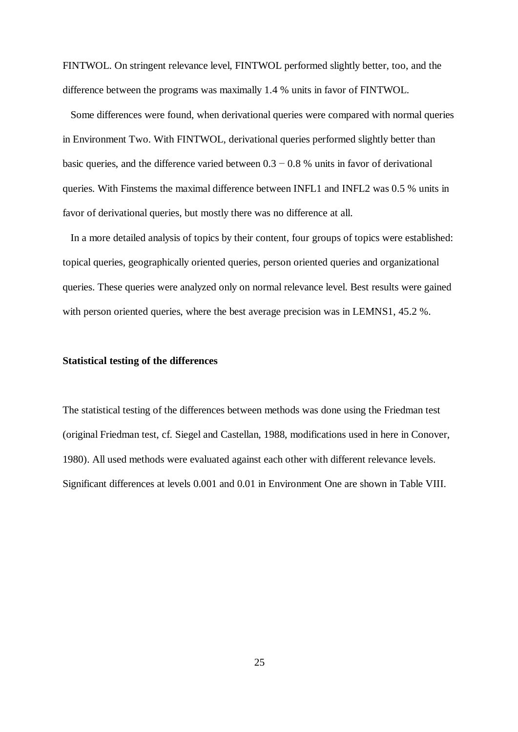FINTWOL. On stringent relevance level, FINTWOL performed slightly better, too, and the difference between the programs was maximally 1.4 % units in favor of FINTWOL.

Some differences were found, when derivational queries were compared with normal queries in Environment Two. With FINTWOL, derivational queries performed slightly better than basic queries, and the difference varied between 0.3 − 0.8 % units in favor of derivational queries. With Finstems the maximal difference between INFL1 and INFL2 was 0.5 % units in favor of derivational queries, but mostly there was no difference at all.

In a more detailed analysis of topics by their content, four groups of topics were established: topical queries, geographically oriented queries, person oriented queries and organizational queries. These queries were analyzed only on normal relevance level. Best results were gained with person oriented queries, where the best average precision was in LEMNS1, 45.2 %.

**Statistical testing of the differences**

The statistical testing of the differences between methods was done using the Friedman test (original Friedman test, cf. Siegel and Castellan, 1988, modifications used in here in Conover, 1980). All used methods were evaluated against each other with different relevance levels. Significant differences at levels 0.001 and 0.01 in Environment One are shown in Table VIII.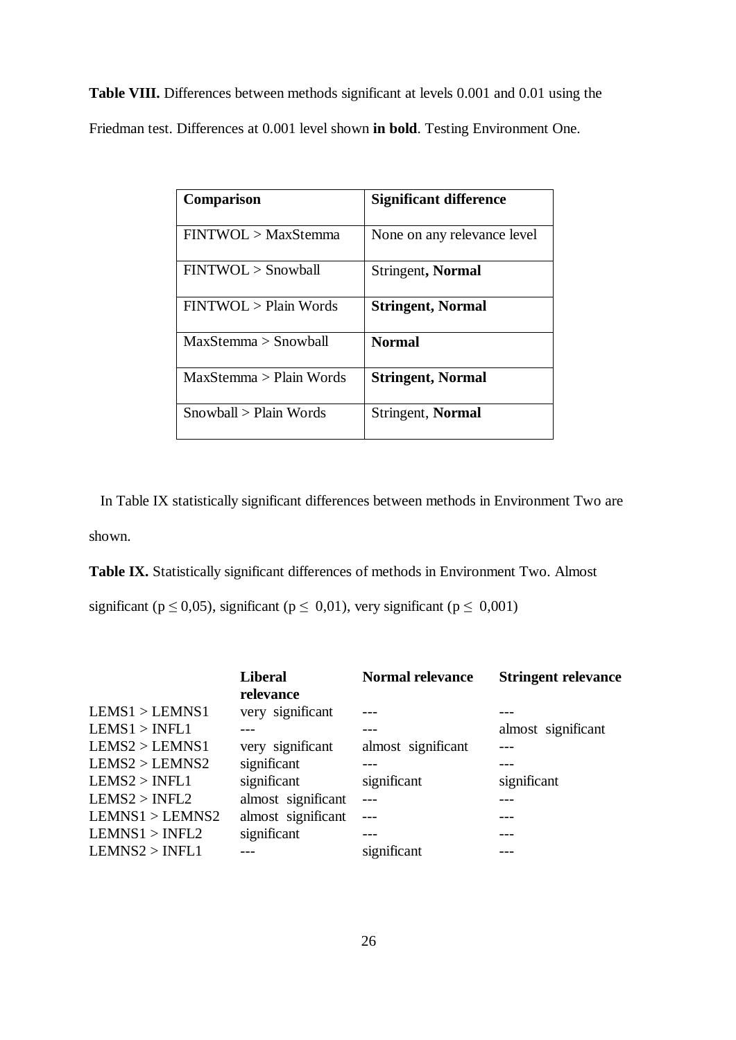**Table VIII.** Differences between methods significant at levels 0.001 and 0.01 using the Friedman test. Differences at 0.001 level shown **in bold**. Testing Environment One.

| **Comparison** | **Significant difference** |
| --- | --- |
| FINTWOL > MaxStemma | None on any relevance level |
| FINTWOL > Snowball | Stringent**, Normal** |
| FINTWOL > Plain Words | **Stringent, Normal** |
| MaxStemma > Snowball | **Normal** |
| MaxStemma > Plain Words | **Stringent, Normal** |
| Snowball > Plain Words | Stringent, **Normal** |

In Table IX statistically significant differences between methods in Environment Two are shown.

**Table IX.** Statistically significant differences of methods in Environment Two. Almost significant ($p \leq 0,05$), significant ($p \leq 0,01$), very significant ($p \leq 0,001$)

| | **Liberal relevance** | **Normal relevance** | **Stringent relevance** |
| --- | --- | --- | --- |
| LEMS1 > LEMNS1 | very significant | --- | --- |
| LEMS1 > INFL1 | --- | --- | almost significant |
| LEMS2 > LEMNS1 | very significant | almost significant | --- |
| LEMS2 > LEMNS2 | significant | --- | --- |
| LEMS2 > INFL1 | significant | significant | significant |
| LEMS2 > INFL2 | almost significant | --- | --- |
| LEMNS1 > LEMNS2 | almost significant | --- | --- |
| LEMNS1 > INFL2 | significant | --- | --- |
| LEMNS2 > INFL1 | --- | significant | --- |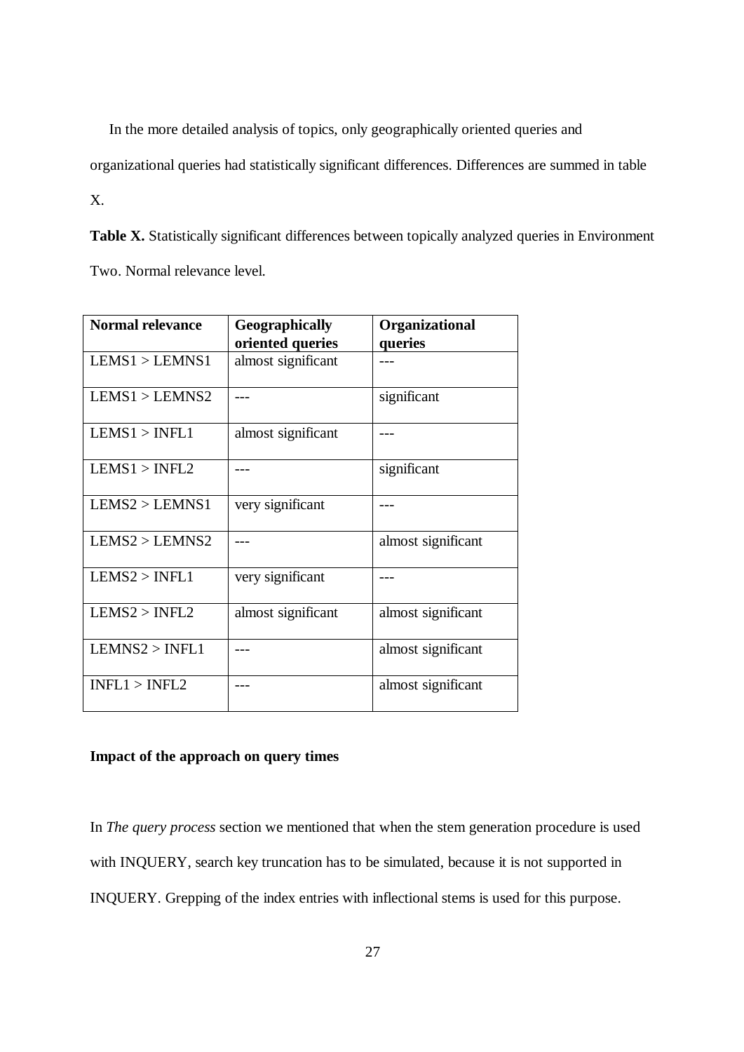In the more detailed analysis of topics, only geographically oriented queries and organizational queries had statistically significant differences. Differences are summed in table X.

**Table X.** Statistically significant differences between topically analyzed queries in Environment Two. Normal relevance level.

| **Normal relevance** | **Geographically oriented queries** | **Organizational queries** |
|---|---|---|
| LEMS1 > LEMNS1 | almost significant | --- |
| LEMS1 > LEMNS2 | --- | significant |
| LEMS1 > INFL1 | almost significant | --- |
| LEMS1 > INFL2 | --- | significant |
| LEMS2 > LEMNS1 | very significant | --- |
| LEMS2 > LEMNS2 | --- | almost significant |
| LEMS2 > INFL1 | very significant | --- |
| LEMS2 > INFL2 | almost significant | almost significant |
| LEMNS2 > INFL1 | --- | almost significant |
| INFL1 > INFL2 | --- | almost significant |

**Impact of the approach on query times**

In *The query process* section we mentioned that when the stem generation procedure is used with INQUERY, search key truncation has to be simulated, because it is not supported in INQUERY. Grepping of the index entries with inflectional stems is used for this purpose.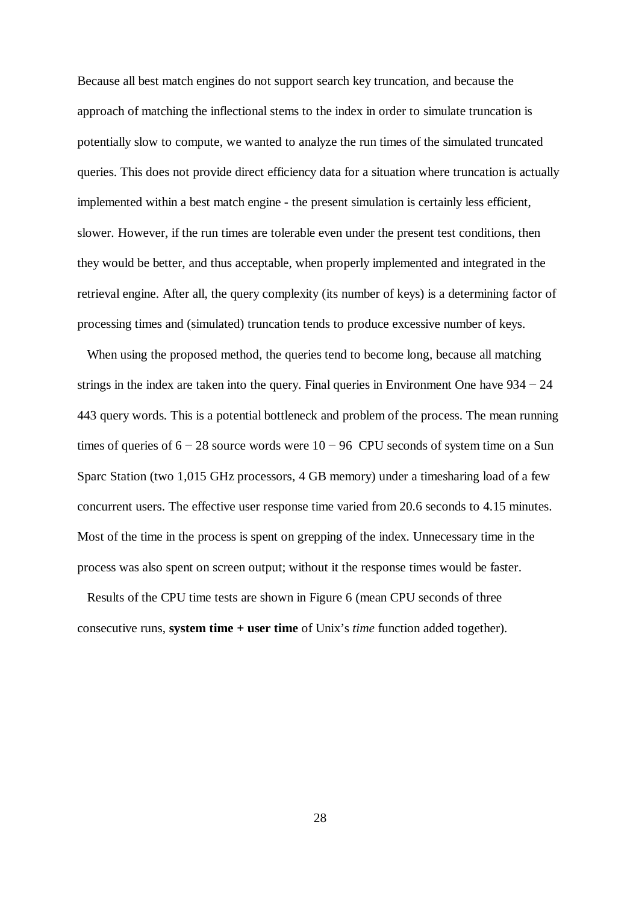Because all best match engines do not support search key truncation, and because the approach of matching the inflectional stems to the index in order to simulate truncation is potentially slow to compute, we wanted to analyze the run times of the simulated truncated queries. This does not provide direct efficiency data for a situation where truncation is actually implemented within a best match engine - the present simulation is certainly less efficient, slower. However, if the run times are tolerable even under the present test conditions, then they would be better, and thus acceptable, when properly implemented and integrated in the retrieval engine. After all, the query complexity (its number of keys) is a determining factor of processing times and (simulated) truncation tends to produce excessive number of keys.

When using the proposed method, the queries tend to become long, because all matching strings in the index are taken into the query. Final queries in Environment One have 934 − 24 443 query words. This is a potential bottleneck and problem of the process. The mean running times of queries of 6 − 28 source words were 10 − 96 CPU seconds of system time on a Sun Sparc Station (two 1,015 GHz processors, 4 GB memory) under a timesharing load of a few concurrent users. The effective user response time varied from 20.6 seconds to 4.15 minutes. Most of the time in the process is spent on grepping of the index. Unnecessary time in the process was also spent on screen output; without it the response times would be faster.

Results of the CPU time tests are shown in Figure 6 (mean CPU seconds of three consecutive runs, **system time + user time** of Unix's *time* function added together).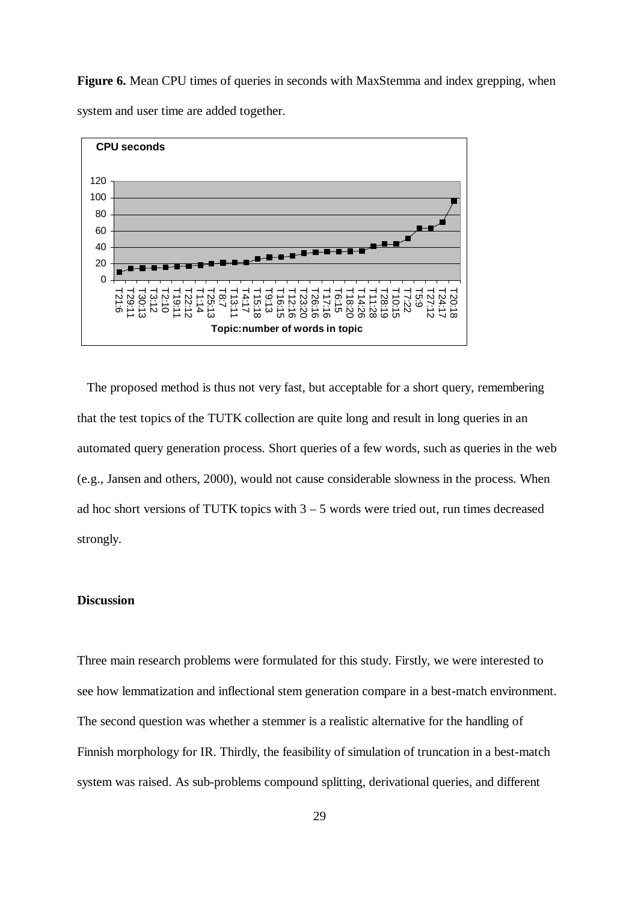**Figure 6.** Mean CPU times of queries in seconds with MaxStemma and index grepping, when system and user time are added together.

The proposed method is thus not very fast, but acceptable for a short query, remembering that the test topics of the TUTK collection are quite long and result in long queries in an automated query generation process. Short queries of a few words, such as queries in the web (e.g., Jansen and others, 2000), would not cause considerable slowness in the process. When ad hoc short versions of TUTK topics with 3 – 5 words were tried out, run times decreased strongly.

## Discussion

Three main research problems were formulated for this study. Firstly, we were interested to see how lemmatization and inflectional stem generation compare in a best-match environment. The second question was whether a stemmer is a realistic alternative for the handling of Finnish morphology for IR. Thirdly, the feasibility of simulation of truncation in a best-match system was raised. As sub-problems compound splitting, derivational queries, and different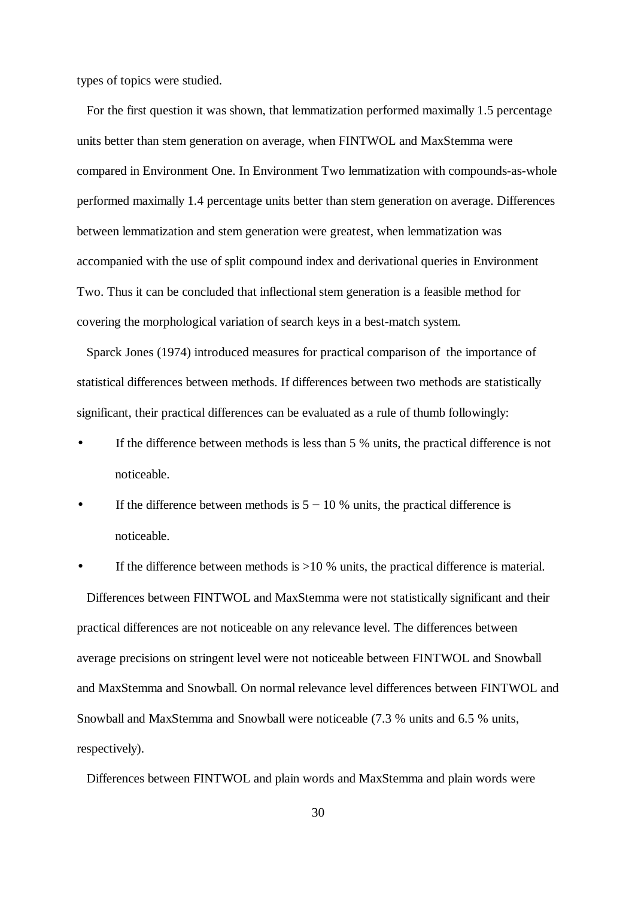types of topics were studied.

For the first question it was shown, that lemmatization performed maximally 1.5 percentage units better than stem generation on average, when FINTWOL and MaxStemma were compared in Environment One. In Environment Two lemmatization with compounds-as-whole performed maximally 1.4 percentage units better than stem generation on average. Differences between lemmatization and stem generation were greatest, when lemmatization was accompanied with the use of split compound index and derivational queries in Environment Two. Thus it can be concluded that inflectional stem generation is a feasible method for covering the morphological variation of search keys in a best-match system.

Sparck Jones (1974) introduced measures for practical comparison of the importance of statistical differences between methods. If differences between two methods are statistically significant, their practical differences can be evaluated as a rule of thumb followingly:

- If the difference between methods is less than 5 % units, the practical difference is not noticeable.
- If the difference between methods is 5 − 10 % units, the practical difference is noticeable.
- If the difference between methods is >10 % units, the practical difference is material.

Differences between FINTWOL and MaxStemma were not statistically significant and their practical differences are not noticeable on any relevance level. The differences between average precisions on stringent level were not noticeable between FINTWOL and Snowball and MaxStemma and Snowball. On normal relevance level differences between FINTWOL and Snowball and MaxStemma and Snowball were noticeable (7.3 % units and 6.5 % units, respectively).

Differences between FINTWOL and plain words and MaxStemma and plain words were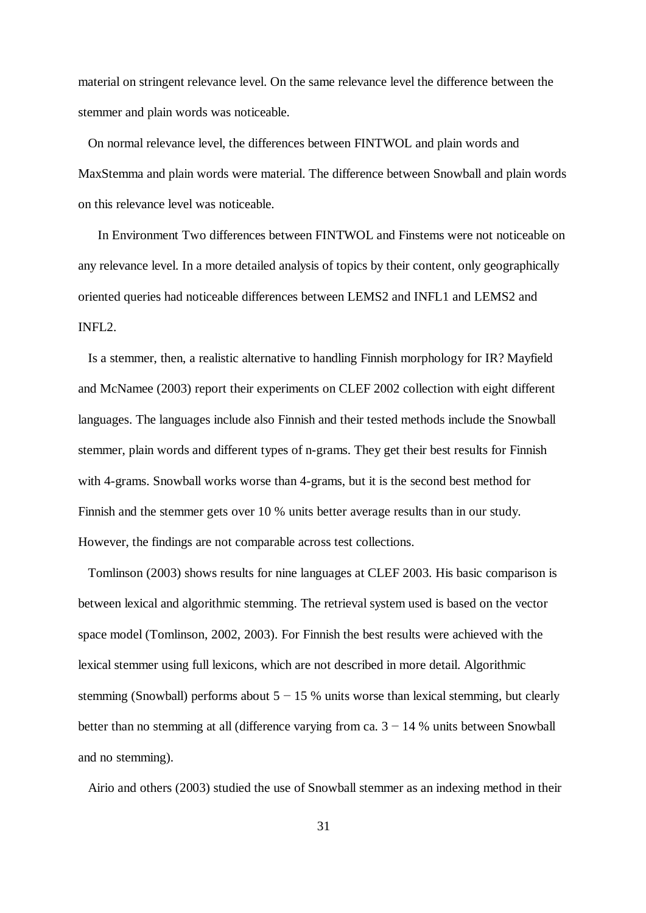material on stringent relevance level. On the same relevance level the difference between the stemmer and plain words was noticeable.

On normal relevance level, the differences between FINTWOL and plain words and MaxStemma and plain words were material. The difference between Snowball and plain words on this relevance level was noticeable.

In Environment Two differences between FINTWOL and Finstems were not noticeable on any relevance level. In a more detailed analysis of topics by their content, only geographically oriented queries had noticeable differences between LEMS2 and INFL1 and LEMS2 and INFL2.

Is a stemmer, then, a realistic alternative to handling Finnish morphology for IR? Mayfield and McNamee (2003) report their experiments on CLEF 2002 collection with eight different languages. The languages include also Finnish and their tested methods include the Snowball stemmer, plain words and different types of n-grams. They get their best results for Finnish with 4-grams. Snowball works worse than 4-grams, but it is the second best method for Finnish and the stemmer gets over 10 % units better average results than in our study. However, the findings are not comparable across test collections.

Tomlinson (2003) shows results for nine languages at CLEF 2003. His basic comparison is between lexical and algorithmic stemming. The retrieval system used is based on the vector space model (Tomlinson, 2002, 2003). For Finnish the best results were achieved with the lexical stemmer using full lexicons, which are not described in more detail. Algorithmic stemming (Snowball) performs about 5 − 15 % units worse than lexical stemming, but clearly better than no stemming at all (difference varying from ca. 3 − 14 % units between Snowball and no stemming).

Airio and others (2003) studied the use of Snowball stemmer as an indexing method in their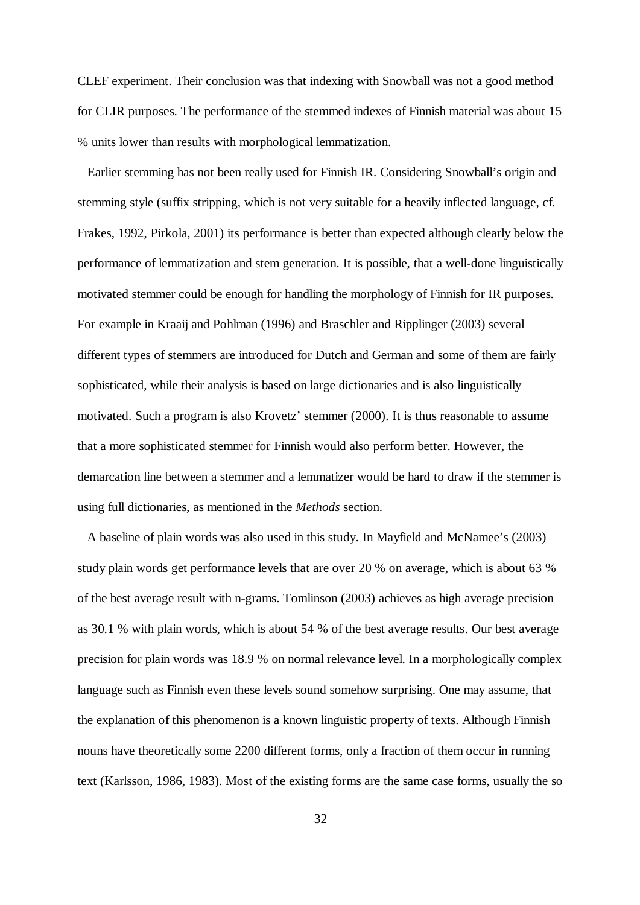CLEF experiment. Their conclusion was that indexing with Snowball was not a good method for CLIR purposes. The performance of the stemmed indexes of Finnish material was about 15 % units lower than results with morphological lemmatization.

Earlier stemming has not been really used for Finnish IR. Considering Snowball's origin and stemming style (suffix stripping, which is not very suitable for a heavily inflected language, cf. Frakes, 1992, Pirkola, 2001) its performance is better than expected although clearly below the performance of lemmatization and stem generation. It is possible, that a well-done linguistically motivated stemmer could be enough for handling the morphology of Finnish for IR purposes. For example in Kraaij and Pohlman (1996) and Braschler and Ripplinger (2003) several different types of stemmers are introduced for Dutch and German and some of them are fairly sophisticated, while their analysis is based on large dictionaries and is also linguistically motivated. Such a program is also Krovetz' stemmer (2000). It is thus reasonable to assume that a more sophisticated stemmer for Finnish would also perform better. However, the demarcation line between a stemmer and a lemmatizer would be hard to draw if the stemmer is using full dictionaries, as mentioned in the *Methods* section.

A baseline of plain words was also used in this study. In Mayfield and McNamee's (2003) study plain words get performance levels that are over 20 % on average, which is about 63 % of the best average result with n-grams. Tomlinson (2003) achieves as high average precision as 30.1 % with plain words, which is about 54 % of the best average results. Our best average precision for plain words was 18.9 % on normal relevance level. In a morphologically complex language such as Finnish even these levels sound somehow surprising. One may assume, that the explanation of this phenomenon is a known linguistic property of texts. Although Finnish nouns have theoretically some 2200 different forms, only a fraction of them occur in running text (Karlsson, 1986, 1983). Most of the existing forms are the same case forms, usually the so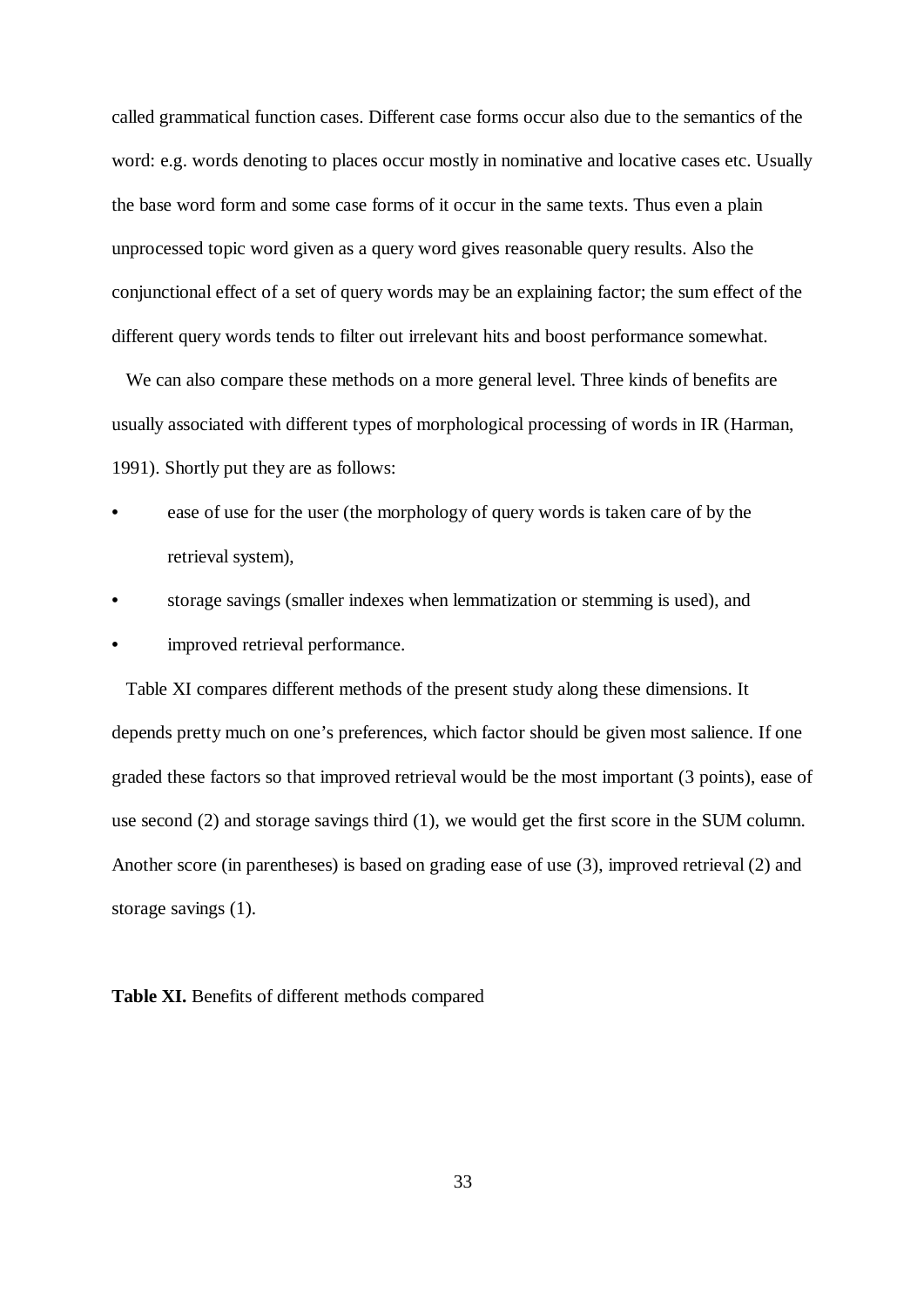called grammatical function cases. Different case forms occur also due to the semantics of the word: e.g. words denoting to places occur mostly in nominative and locative cases etc. Usually the base word form and some case forms of it occur in the same texts. Thus even a plain unprocessed topic word given as a query word gives reasonable query results. Also the conjunctional effect of a set of query words may be an explaining factor; the sum effect of the different query words tends to filter out irrelevant hits and boost performance somewhat.

We can also compare these methods on a more general level. Three kinds of benefits are usually associated with different types of morphological processing of words in IR (Harman, 1991). Shortly put they are as follows:

- ease of use for the user (the morphology of query words is taken care of by the retrieval system),
- storage savings (smaller indexes when lemmatization or stemming is used), and
- improved retrieval performance.

Table XI compares different methods of the present study along these dimensions. It depends pretty much on one's preferences, which factor should be given most salience. If one graded these factors so that improved retrieval would be the most important (3 points), ease of use second (2) and storage savings third (1), we would get the first score in the SUM column. Another score (in parentheses) is based on grading ease of use (3), improved retrieval (2) and storage savings (1).

**Table XI.** Benefits of different methods compared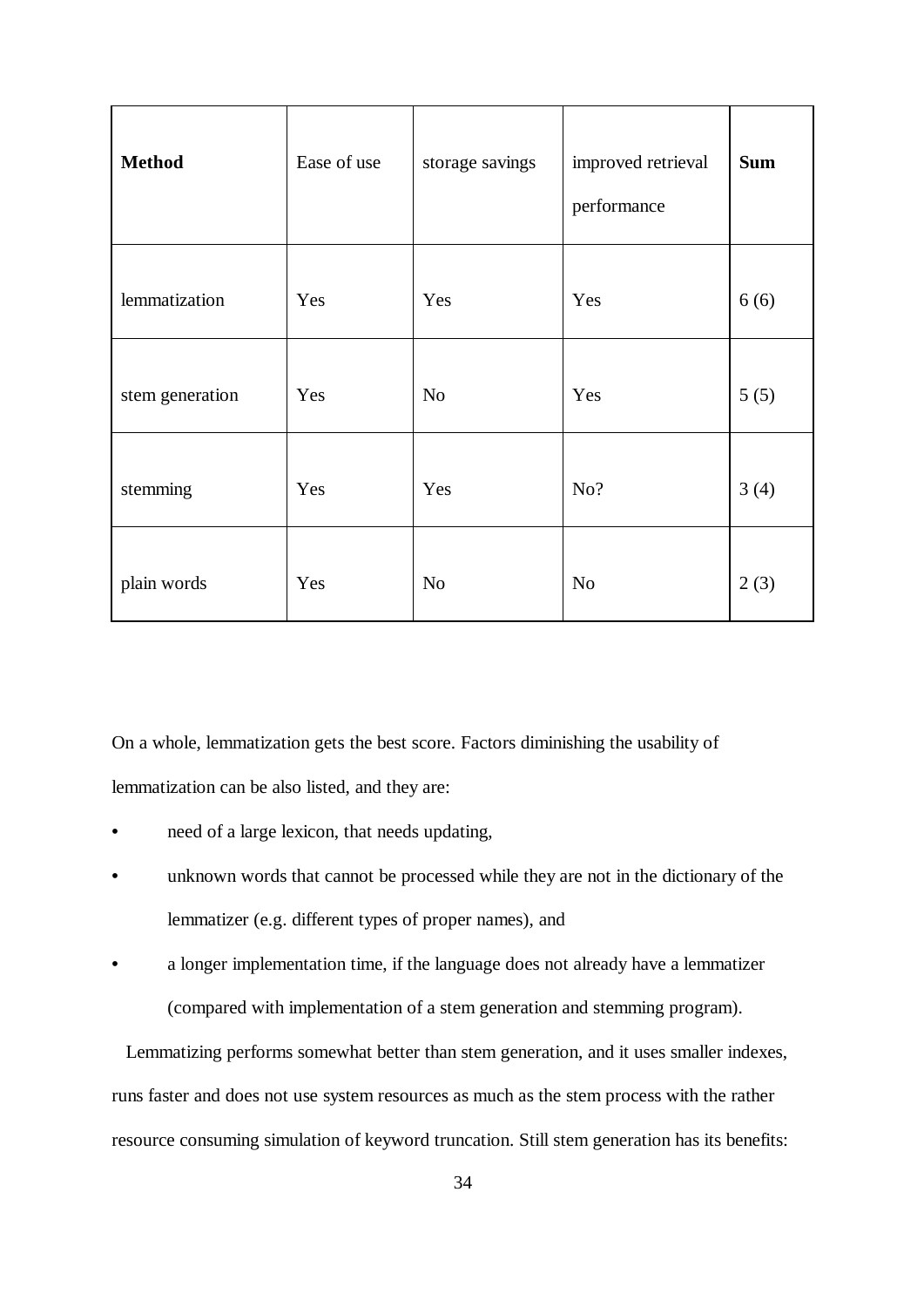| **Method** | Ease of use | storage savings | improved retrieval performance | **Sum** |
|---|---|---|---|---|
| lemmatization | Yes | Yes | Yes | 6 (6) |
| stem generation | Yes | No | Yes | 5 (5) |
| stemming | Yes | Yes | No? | 3 (4) |
| plain words | Yes | No | No | 2 (3) |

On a whole, lemmatization gets the best score. Factors diminishing the usability of lemmatization can be also listed, and they are:

- need of a large lexicon, that needs updating,
- unknown words that cannot be processed while they are not in the dictionary of the lemmatizer (e.g. different types of proper names), and
- a longer implementation time, if the language does not already have a lemmatizer (compared with implementation of a stem generation and stemming program).

Lemmatizing performs somewhat better than stem generation, and it uses smaller indexes, runs faster and does not use system resources as much as the stem process with the rather resource consuming simulation of keyword truncation. Still stem generation has its benefits: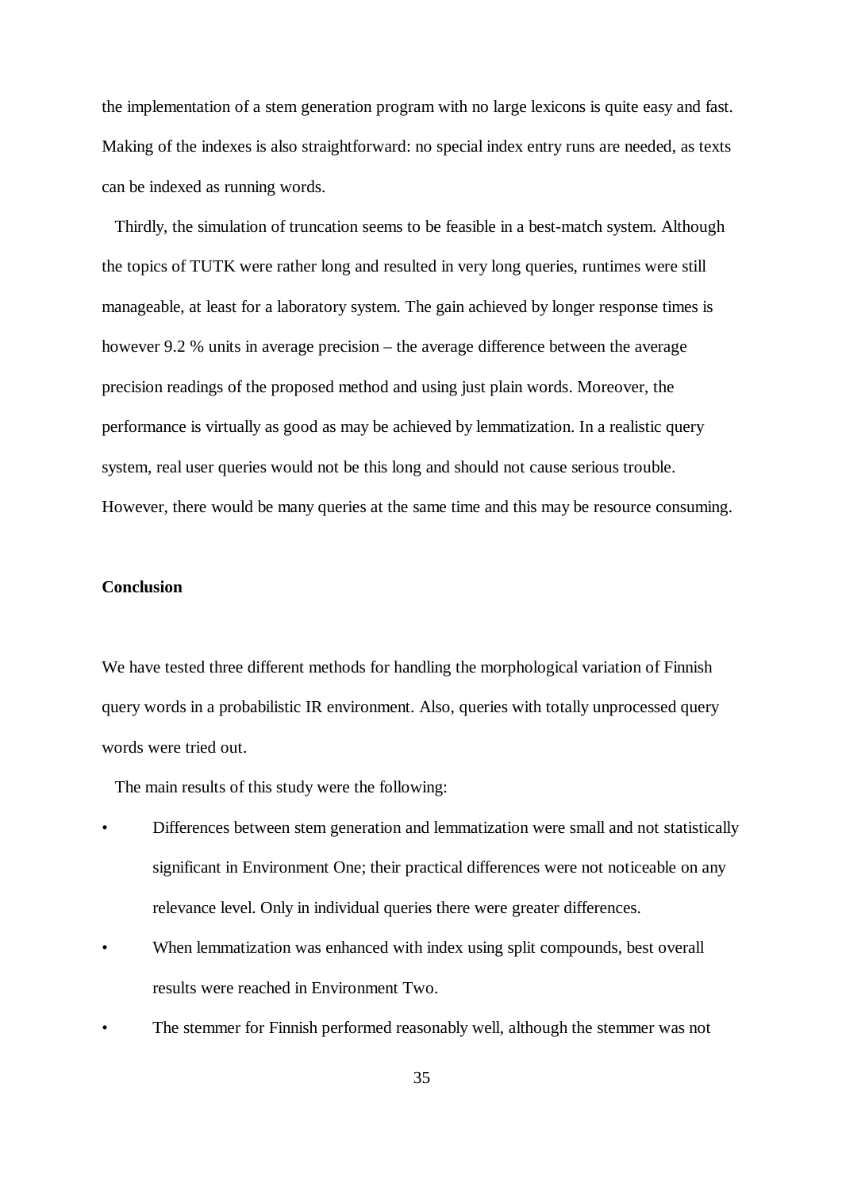the implementation of a stem generation program with no large lexicons is quite easy and fast. Making of the indexes is also straightforward: no special index entry runs are needed, as texts can be indexed as running words.

Thirdly, the simulation of truncation seems to be feasible in a best-match system. Although the topics of TUTK were rather long and resulted in very long queries, runtimes were still manageable, at least for a laboratory system. The gain achieved by longer response times is however 9.2 % units in average precision – the average difference between the average precision readings of the proposed method and using just plain words. Moreover, the performance is virtually as good as may be achieved by lemmatization. In a realistic query system, real user queries would not be this long and should not cause serious trouble. However, there would be many queries at the same time and this may be resource consuming.

**Conclusion**

We have tested three different methods for handling the morphological variation of Finnish query words in a probabilistic IR environment. Also, queries with totally unprocessed query words were tried out.

The main results of this study were the following:

- Differences between stem generation and lemmatization were small and not statistically significant in Environment One; their practical differences were not noticeable on any relevance level. Only in individual queries there were greater differences.
- When lemmatization was enhanced with index using split compounds, best overall results were reached in Environment Two.
- The stemmer for Finnish performed reasonably well, although the stemmer was not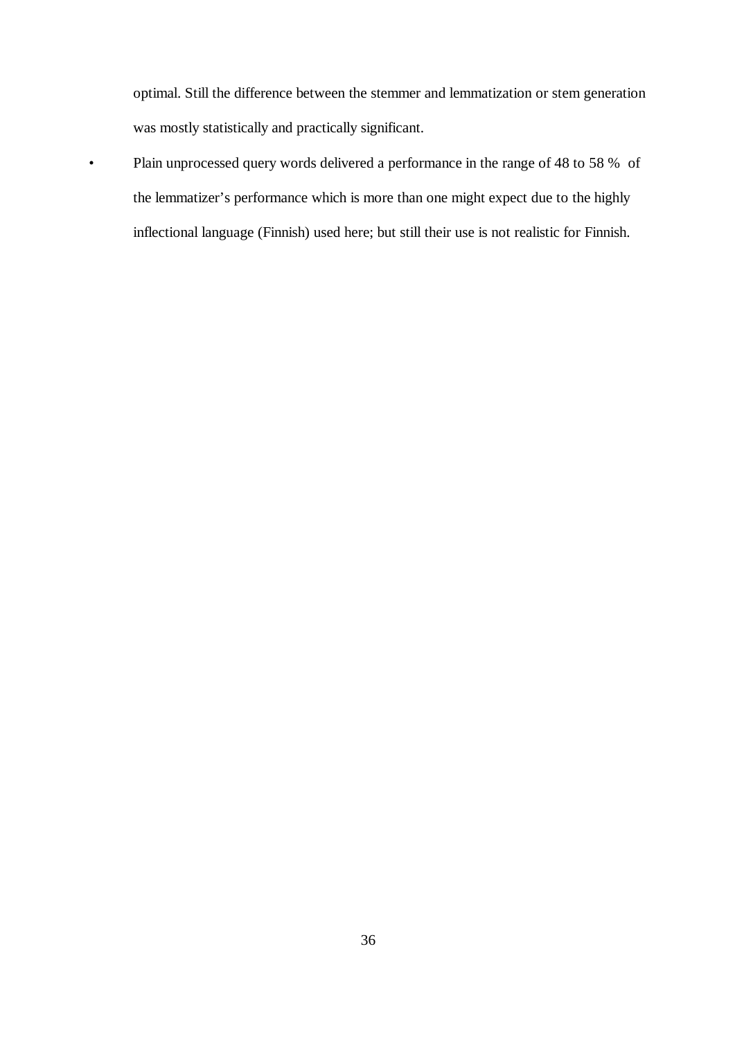optimal. Still the difference between the stemmer and lemmatization or stem generation was mostly statistically and practically significant.

- Plain unprocessed query words delivered a performance in the range of 48 to 58 % of the lemmatizer's performance which is more than one might expect due to the highly inflectional language (Finnish) used here; but still their use is not realistic for Finnish.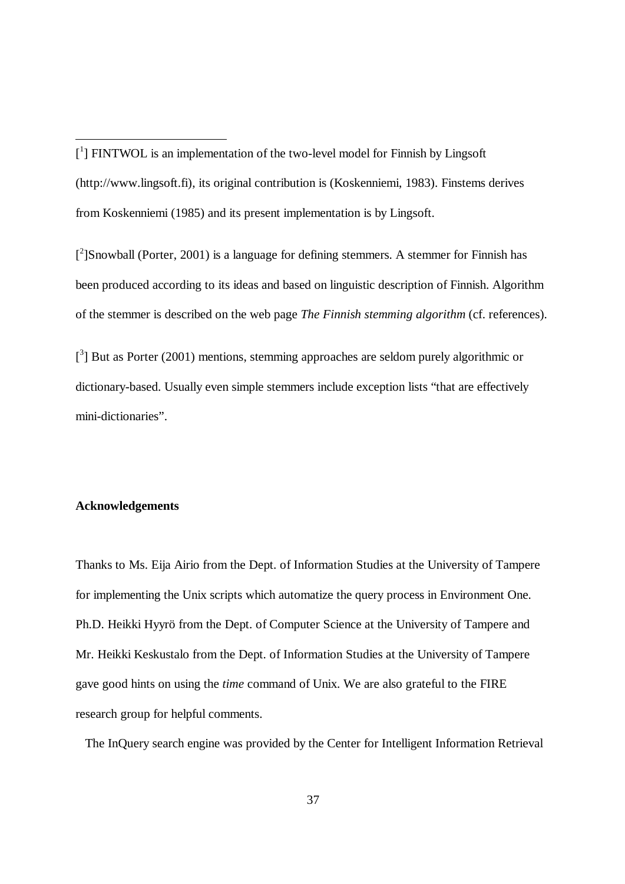[1] FINTWOL is an implementation of the two-level model for Finnish by Lingsoft (http://www.lingsoft.fi), its original contribution is (Koskenniemi, 1983). Finstems derives from Koskenniemi (1985) and its present implementation is by Lingsoft.

[2]Snowball (Porter, 2001) is a language for defining stemmers. A stemmer for Finnish has been produced according to its ideas and based on linguistic description of Finnish. Algorithm of the stemmer is described on the web page *The Finnish stemming algorithm* (cf. references).

[3] But as Porter (2001) mentions, stemming approaches are seldom purely algorithmic or dictionary-based. Usually even simple stemmers include exception lists "that are effectively mini-dictionaries".

**Acknowledgements**

Thanks to Ms. Eija Airio from the Dept. of Information Studies at the University of Tampere for implementing the Unix scripts which automatize the query process in Environment One. Ph.D. Heikki Hyyrö from the Dept. of Computer Science at the University of Tampere and Mr. Heikki Keskustalo from the Dept. of Information Studies at the University of Tampere gave good hints on using the *time* command of Unix. We are also grateful to the FIRE research group for helpful comments.

The InQuery search engine was provided by the Center for Intelligent Information Retrieval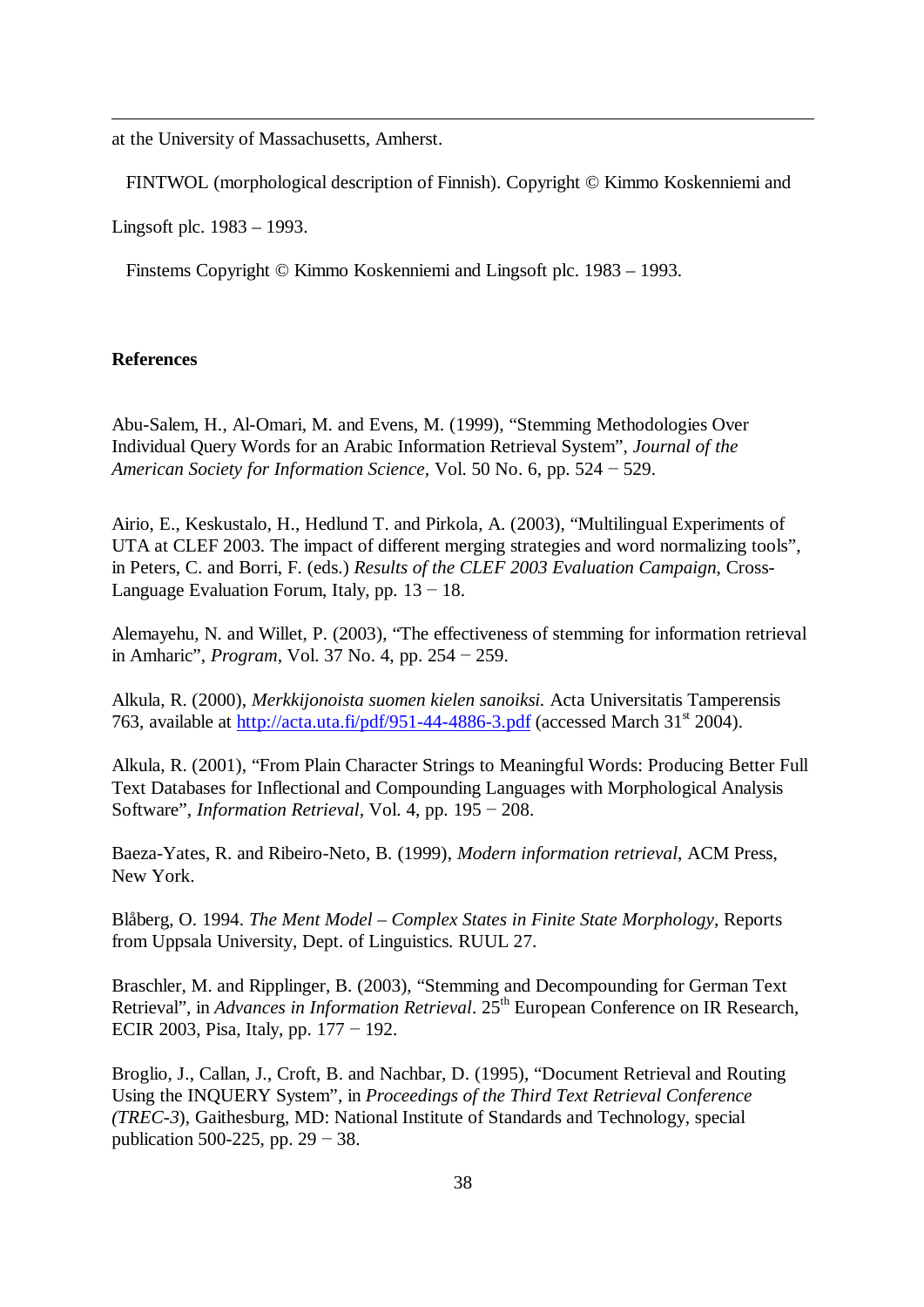at the University of Massachusetts, Amherst.

FINTWOL (morphological description of Finnish). Copyright © Kimmo Koskenniemi and Lingsoft plc. 1983 – 1993.

Finstems Copyright © Kimmo Koskenniemi and Lingsoft plc. 1983 – 1993.

**References**

Abu-Salem, H., Al-Omari, M. and Evens, M. (1999), "Stemming Methodologies Over Individual Query Words for an Arabic Information Retrieval System", *Journal of the American Society for Information Science*, Vol. 50 No. 6, pp. 524 − 529.

Airio, E., Keskustalo, H., Hedlund T. and Pirkola, A. (2003), "Multilingual Experiments of UTA at CLEF 2003. The impact of different merging strategies and word normalizing tools", in Peters, C. and Borri, F. (eds.) *Results of the CLEF 2003 Evaluation Campaign*, Cross-Language Evaluation Forum, Italy, pp. 13 − 18.

Alemayehu, N. and Willet, P. (2003), "The effectiveness of stemming for information retrieval in Amharic", *Program*, Vol. 37 No. 4, pp. 254 − 259.

Alkula, R. (2000), *Merkkijonoista suomen kielen sanoiksi.* Acta Universitatis Tamperensis 763, available at http://acta.uta.fi/pdf/951-44-4886-3.pdf (accessed March 31st 2004).

Alkula, R. (2001), "From Plain Character Strings to Meaningful Words: Producing Better Full Text Databases for Inflectional and Compounding Languages with Morphological Analysis Software", *Information Retrieval*, Vol. 4, pp. 195 − 208.

Baeza-Yates, R. and Ribeiro-Neto, B. (1999), *Modern information retrieval*, ACM Press, New York.

Blåberg, O. 1994. *The Ment Model – Complex States in Finite State Morphology*, Reports from Uppsala University, Dept. of Linguistics. RUUL 27.

Braschler, M. and Ripplinger, B. (2003), "Stemming and Decompounding for German Text Retrieval", in *Advances in Information Retrieval*. 25th European Conference on IR Research, ECIR 2003, Pisa, Italy, pp. 177 − 192.

Broglio, J., Callan, J., Croft, B. and Nachbar, D. (1995), "Document Retrieval and Routing Using the INQUERY System", in *Proceedings of the Third Text Retrieval Conference (TREC-3)*, Gaithesburg, MD: National Institute of Standards and Technology, special publication 500-225, pp. 29 − 38.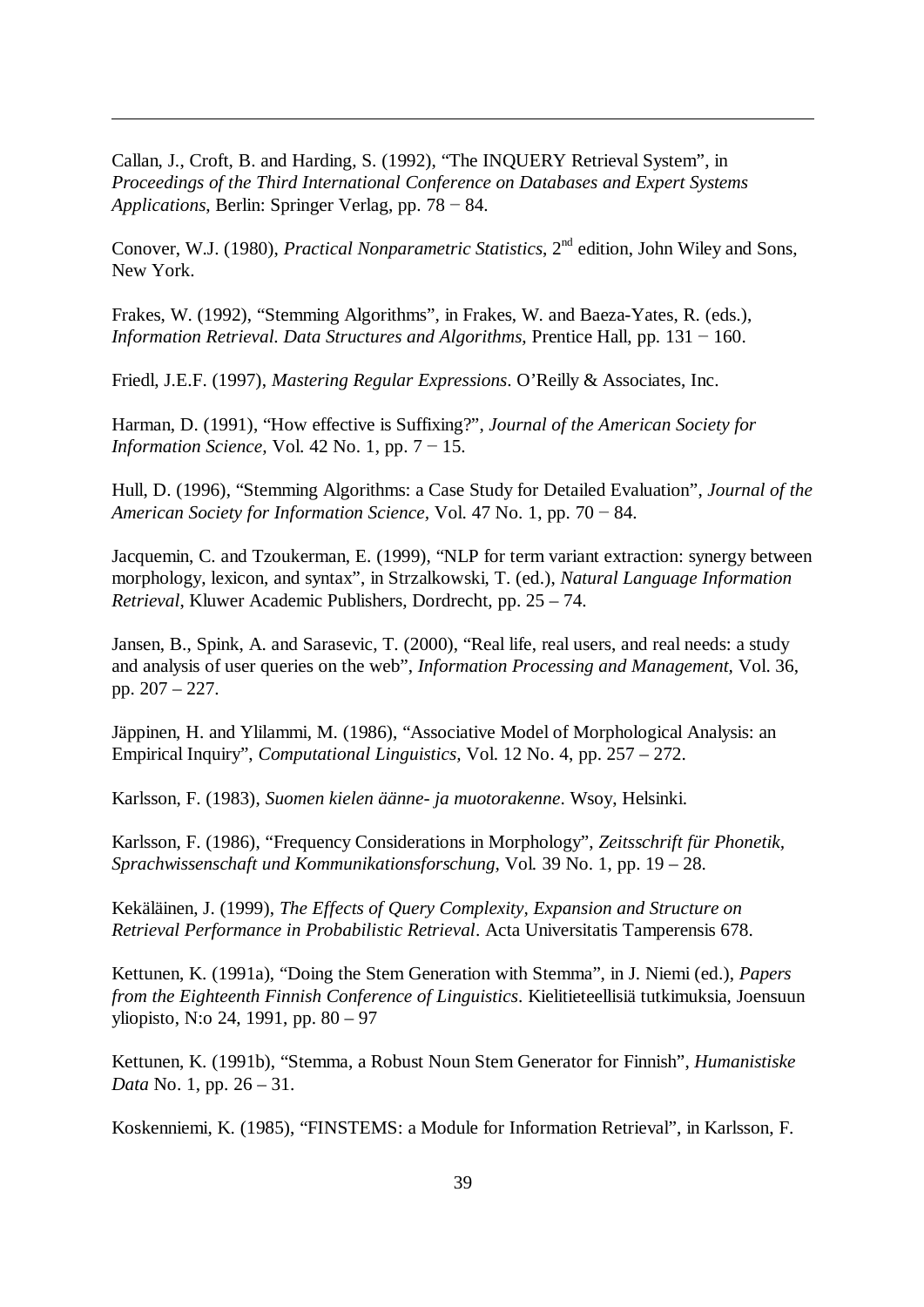Callan, J., Croft, B. and Harding, S. (1992), “The INQUERY Retrieval System”, in *Proceedings of the Third International Conference on Databases and Expert Systems Applications*, Berlin: Springer Verlag, pp. 78 − 84.

Conover, W.J. (1980), *Practical Nonparametric Statistics*, 2nd edition, John Wiley and Sons, New York.

Frakes, W. (1992), “Stemming Algorithms”, in Frakes, W. and Baeza-Yates, R. (eds.), *Information Retrieval. Data Structures and Algorithms*, Prentice Hall, pp. 131 − 160.

Friedl, J.E.F. (1997), *Mastering Regular Expressions*. O’Reilly & Associates, Inc.

Harman, D. (1991), “How effective is Suffixing?”, *Journal of the American Society for Information Science,* Vol. 42 No. 1, pp. 7 − 15.

Hull, D. (1996), “Stemming Algorithms: a Case Study for Detailed Evaluation”, *Journal of the American Society for Information Science,* Vol. 47 No. 1, pp. 70 − 84.

Jacquemin, C. and Tzoukerman, E. (1999), “NLP for term variant extraction: synergy between morphology, lexicon, and syntax”, in Strzalkowski, T. (ed.), *Natural Language Information Retrieval*, Kluwer Academic Publishers, Dordrecht, pp. 25 – 74.

Jansen, B., Spink, A. and Sarasevic, T. (2000), “Real life, real users, and real needs: a study and analysis of user queries on the web”, *Information Processing and Management*, Vol. 36, pp. 207 – 227.

Jäppinen, H. and Ylilammi, M. (1986), “Associative Model of Morphological Analysis: an Empirical Inquiry”, *Computational Linguistics*, Vol. 12 No. 4, pp. 257 – 272.

Karlsson, F. (1983), *Suomen kielen äänne- ja muotorakenne*. Wsoy, Helsinki.

Karlsson, F. (1986), “Frequency Considerations in Morphology”, *Zeitsschrift für Phonetik, Sprachwissenschaft und Kommunikationsforschung,* Vol. 39 No. 1, pp. 19 – 28.

Kekäläinen, J. (1999), *The Effects of Query Complexity, Expansion and Structure on Retrieval Performance in Probabilistic Retrieval*. Acta Universitatis Tamperensis 678.

Kettunen, K. (1991a), “Doing the Stem Generation with Stemma”, in J. Niemi (ed.), *Papers from the Eighteenth Finnish Conference of Linguistics*. Kielitieteellisiä tutkimuksia, Joensuun yliopisto, N:o 24, 1991, pp. 80 – 97

Kettunen, K. (1991b), “Stemma, a Robust Noun Stem Generator for Finnish”, *Humanistiske Data* No. 1, pp. 26 – 31.

Koskenniemi, K. (1985), “FINSTEMS: a Module for Information Retrieval”, in Karlsson, F.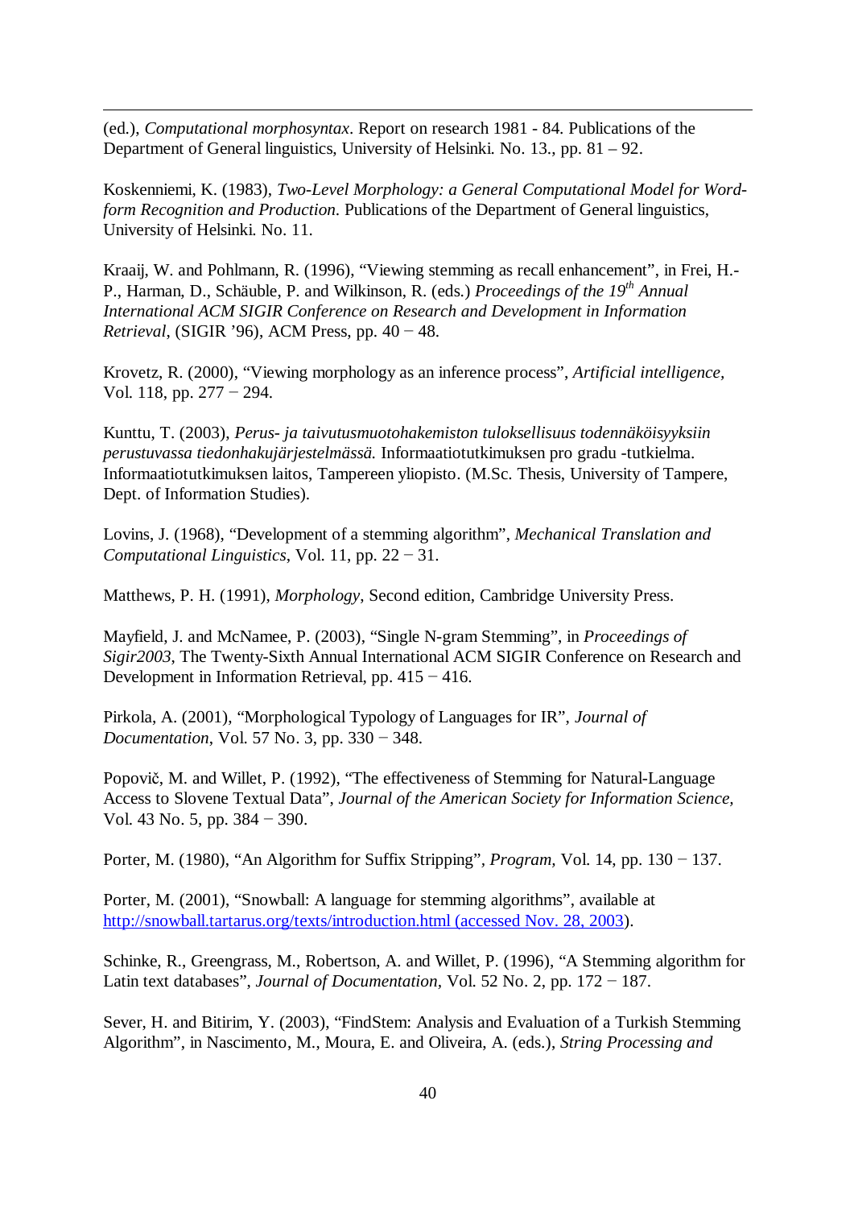(ed.), *Computational morphosyntax*. Report on research 1981 - 84. Publications of the Department of General linguistics, University of Helsinki. No. 13., pp. 81 – 92.

Koskenniemi, K. (1983), *Two-Level Morphology: a General Computational Model for Word-form Recognition and Production*. Publications of the Department of General linguistics, University of Helsinki. No. 11.

Kraaij, W. and Pohlmann, R. (1996), "Viewing stemming as recall enhancement", in Frei, H.-P., Harman, D., Schäuble, P. and Wilkinson, R. (eds.) *Proceedings of the 19th Annual International ACM SIGIR Conference on Research and Development in Information Retrieval*, (SIGIR '96), ACM Press, pp. 40 − 48.

Krovetz, R. (2000), "Viewing morphology as an inference process", *Artificial intelligence*, Vol. 118, pp. 277 − 294.

Kunttu, T. (2003), *Perus- ja taivutusmuotohakemiston tuloksellisuus todennäköisyyksiin perustuvassa tiedonhakujärjestelmässä.* Informaatiotutkimuksen pro gradu -tutkielma. Informaatiotutkimuksen laitos, Tampereen yliopisto. (M.Sc. Thesis, University of Tampere, Dept. of Information Studies).

Lovins, J. (1968), "Development of a stemming algorithm", *Mechanical Translation and Computational Linguistics*, Vol. 11, pp. 22 − 31.

Matthews, P. H. (1991), *Morphology*, Second edition, Cambridge University Press.

Mayfield, J. and McNamee, P. (2003), "Single N-gram Stemming", in *Proceedings of Sigir2003*, The Twenty-Sixth Annual International ACM SIGIR Conference on Research and Development in Information Retrieval, pp. 415 − 416.

Pirkola, A. (2001), "Morphological Typology of Languages for IR", *Journal of Documentation*, Vol. 57 No. 3, pp. 330 − 348.

Popovič, M. and Willet, P. (1992), "The effectiveness of Stemming for Natural-Language Access to Slovene Textual Data", *Journal of the American Society for Information Science*, Vol. 43 No. 5, pp. 384 − 390.

Porter, M. (1980), "An Algorithm for Suffix Stripping", *Program*, Vol. 14, pp. 130 − 137.

Porter, M. (2001), "Snowball: A language for stemming algorithms", available at http://snowball.tartarus.org/texts/introduction.html (accessed Nov. 28, 2003).

Schinke, R., Greengrass, M., Robertson, A. and Willet, P. (1996), "A Stemming algorithm for Latin text databases", *Journal of Documentation*, Vol. 52 No. 2, pp. 172 − 187.

Sever, H. and Bitirim, Y. (2003), "FindStem: Analysis and Evaluation of a Turkish Stemming Algorithm", in Nascimento, M., Moura, E. and Oliveira, A. (eds.), *String Processing and*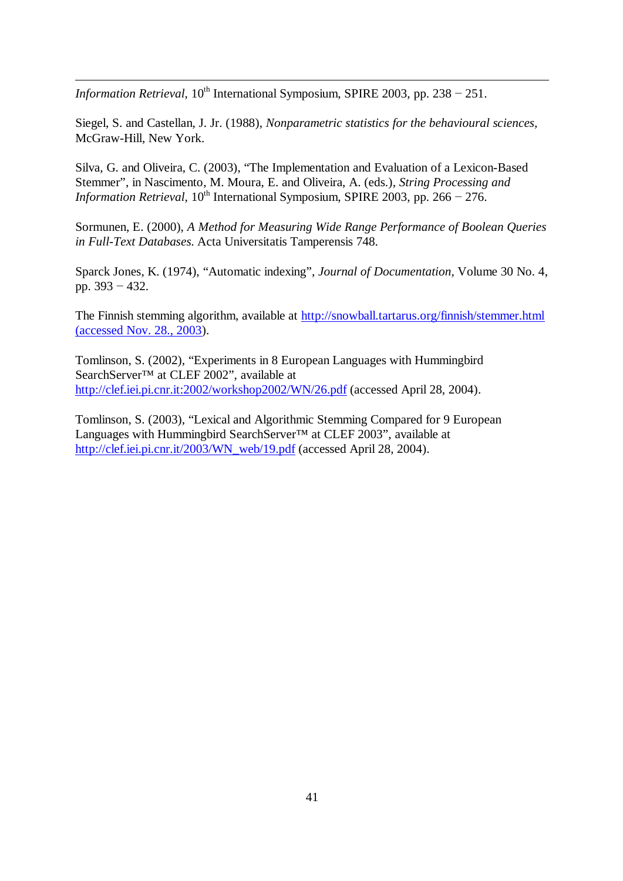*Information Retrieval*, 10th International Symposium, SPIRE 2003, pp. 238 − 251.

Siegel, S. and Castellan, J. Jr. (1988), *Nonparametric statistics for the behavioural sciences,* McGraw-Hill, New York.

Silva, G. and Oliveira, C. (2003), "The Implementation and Evaluation of a Lexicon-Based Stemmer", in Nascimento, M. Moura, E. and Oliveira, A. (eds.), *String Processing and Information Retrieval*, 10th International Symposium, SPIRE 2003, pp. 266 − 276.

Sormunen, E. (2000), *A Method for Measuring Wide Range Performance of Boolean Queries in Full-Text Databases.* Acta Universitatis Tamperensis 748.

Sparck Jones, K. (1974), "Automatic indexing", *Journal of Documentation*, Volume 30 No. 4, pp. 393 − 432.

The Finnish stemming algorithm, available at http://snowball.tartarus.org/finnish/stemmer.html (accessed Nov. 28., 2003).

Tomlinson, S. (2002), "Experiments in 8 European Languages with Hummingbird SearchServer™ at CLEF 2002", available at http://clef.iei.pi.cnr.it:2002/workshop2002/WN/26.pdf (accessed April 28, 2004).

Tomlinson, S. (2003), "Lexical and Algorithmic Stemming Compared for 9 European Languages with Hummingbird SearchServer™ at CLEF 2003", available at http://clef.iei.pi.cnr.it/2003/WN_web/19.pdf (accessed April 28, 2004).